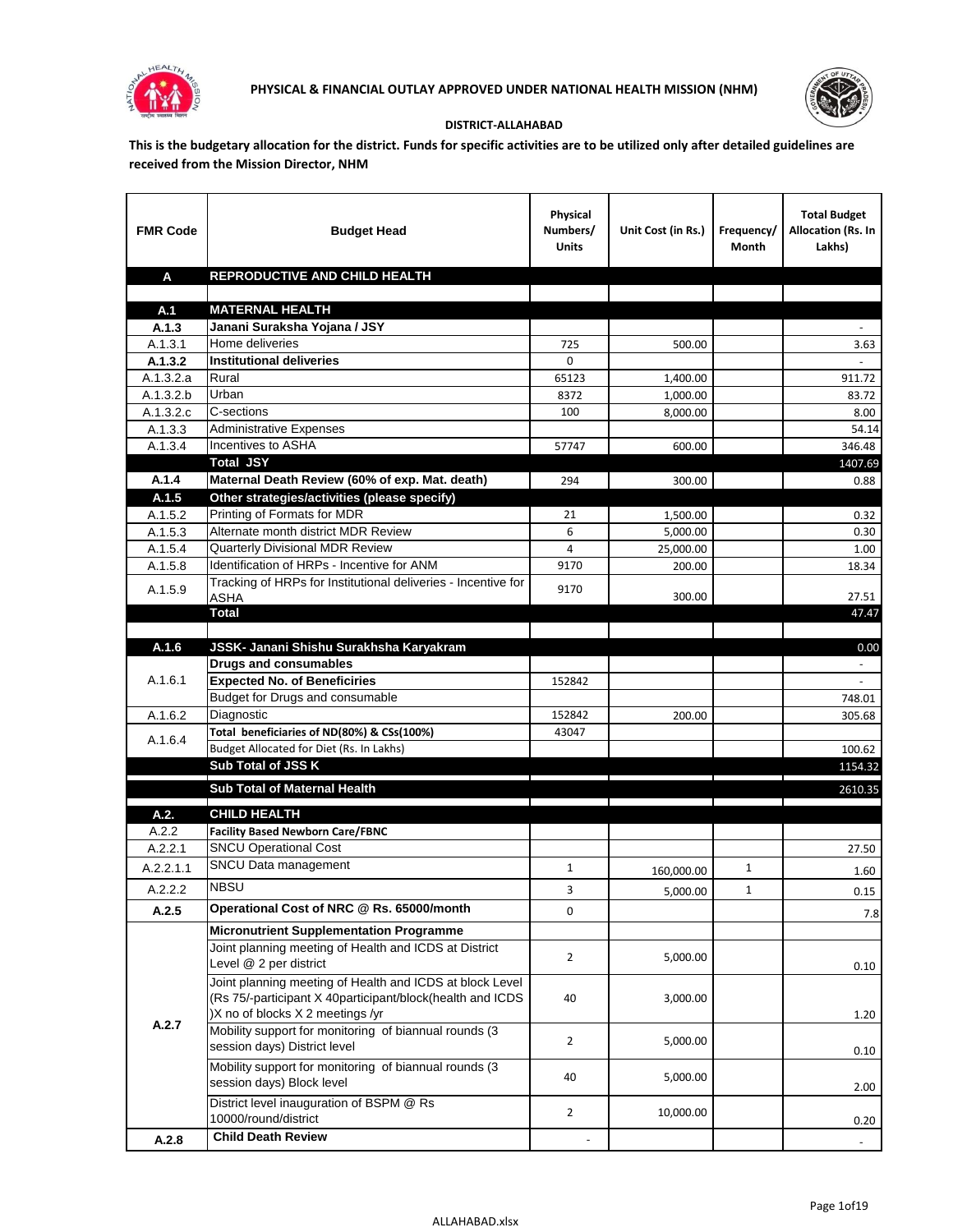# PHYSICAL & FINANCIAL OUTLAY APPROVED UNDER NATIONAL HEALTH MISSION (NHM)

**DISTRICT-ALLAHABAD**

**This is the budgetary allocation for the district. Funds for specific activities are to be utilized only after detailed guidelines are received from the Mission Director, NHM**

| FMR Code | Budget Head | Physical Numbers/ Units | Unit Cost (in Rs.) | Frequency/ Month | Total Budget Allocation (Rs. In Lakhs) |
|---|---|---|---|---|---|
| **A** | **REPRODUCTIVE AND CHILD HEALTH** | | | | |
| | | | | | |
| **A.1** | **MATERNAL HEALTH** | | | | |
| **A.1.3** | **Janani Suraksha Yojana / JSY** | | | | - |
| A.1.3.1 | Home deliveries | 725 | 500.00 | | 3.63 |
| **A.1.3.2** | **Institutional deliveries** | 0 | | | - |
| A.1.3.2.a | Rural | 65123 | 1,400.00 | | 911.72 |
| A.1.3.2.b | Urban | 8372 | 1,000.00 | | 83.72 |
| A.1.3.2.c | C-sections | 100 | 8,000.00 | | 8.00 |
| A.1.3.3 | Administrative Expenses | | | | 54.14 |
| A.1.3.4 | Incentives to ASHA | 57747 | 600.00 | | 346.48 |
| | **Total JSY** | | | | 1407.69 |
| **A.1.4** | **Maternal Death Review (60% of exp. Mat. death)** | 294 | 300.00 | | 0.88 |
| **A.1.5** | **Other strategies/activities (please specify)** | | | | |
| A.1.5.2 | Printing of Formats for MDR | 21 | 1,500.00 | | 0.32 |
| A.1.5.3 | Alternate month district MDR Review | 6 | 5,000.00 | | 0.30 |
| A.1.5.4 | Quarterly Divisional MDR Review | 4 | 25,000.00 | | 1.00 |
| A.1.5.8 | Identification of HRPs - Incentive for ANM | 9170 | 200.00 | | 18.34 |
| A.1.5.9 | Tracking of HRPs for Institutional deliveries - Incentive for ASHA | 9170 | 300.00 | | 27.51 |
| | **Total** | | | | 47.47 |
| | | | | | |
| **A.1.6** | **JSSK- Janani Shishu Surakhsha Karyakram** | | | | 0.00 |
| A.1.6.1 | **Drugs and consumables** | | | | - |
| | **Expected No. of Beneficiries** | 152842 | | | - |
| | Budget for Drugs and consumable | | | | 748.01 |
| A.1.6.2 | Diagnostic | 152842 | 200.00 | | 305.68 |
| A.1.6.4 | **Total beneficiaries of ND(80%) & CSs(100%)** | 43047 | | | |
| | Budget Allocated for Diet (Rs. In Lakhs) | | | | 100.62 |
| | **Sub Total of JSS K** | | | | 1154.32 |
| | **Sub Total of Maternal Health** | | | | 2610.35 |
| **A.2.** | **CHILD HEALTH** | | | | |
| A.2.2 | **Facility Based Newborn Care/FBNC** | | | | |
| A.2.2.1 | SNCU Operational Cost | | | | 27.50 |
| A.2.2.1.1 | SNCU Data management | 1 | 160,000.00 | 1 | 1.60 |
| A.2.2.2 | NBSU | 3 | 5,000.00 | 1 | 0.15 |
| **A.2.5** | **Operational Cost of NRC @ Rs. 65000/month** | 0 | | | 7.8 |
| A.2.7 | **Micronutrient Supplementation Programme** | | | | |
| | Joint planning meeting of Health and ICDS at District Level @ 2 per district | 2 | 5,000.00 | | 0.10 |
| | Joint planning meeting of Health and ICDS at block Level (Rs 75/-participant X 40participant/block(health and ICDS )X no of blocks X 2 meetings /yr | 40 | 3,000.00 | | 1.20 |
| | Mobility support for monitoring of biannual rounds (3 session days) District level | 2 | 5,000.00 | | 0.10 |
| | Mobility support for monitoring of biannual rounds (3 session days) Block level | 40 | 5,000.00 | | 2.00 |
| | District level inauguration of BSPM @ Rs 10000/round/district | 2 | 10,000.00 | | 0.20 |
| **A.2.8** | **Child Death Review** | - | | | - |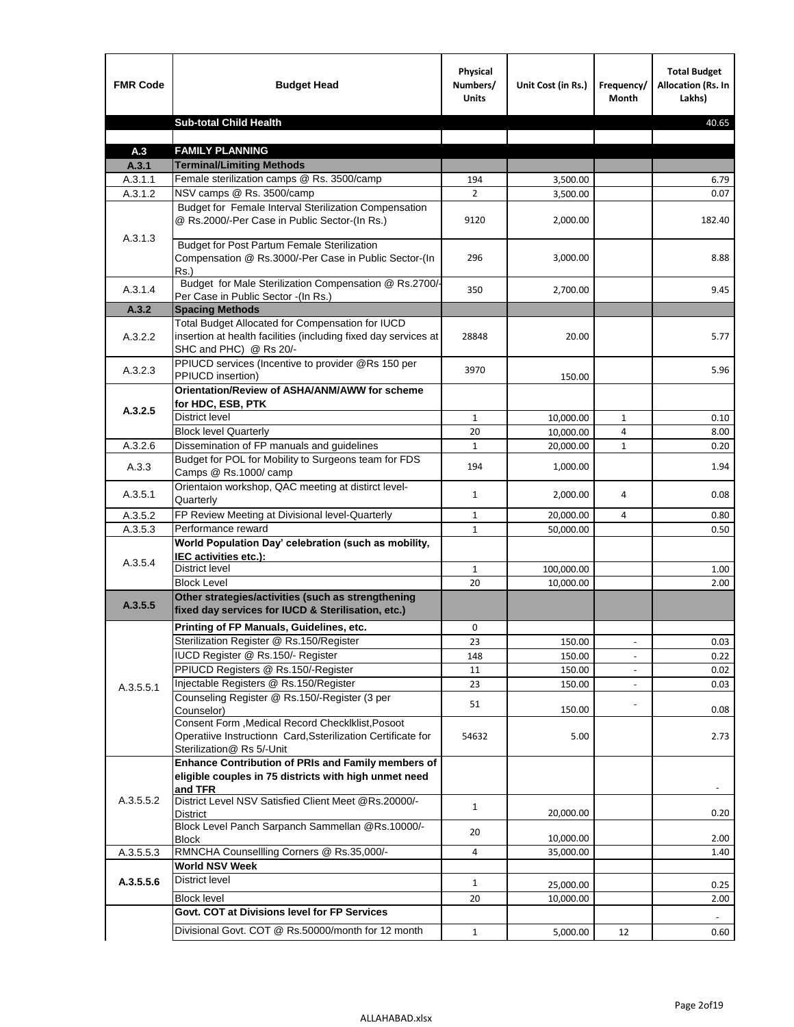| FMR Code | Budget Head | Physical Numbers/ Units | Unit Cost (in Rs.) | Frequency/ Month | Total Budget Allocation (Rs. In Lakhs) |
|---|---|---|---|---|---|
| | **Sub-total Child Health** | | | | 40.65 |
| | | | | | |
| **A.3** | **FAMILY PLANNING** | | | | |
| **A.3.1** | **Terminal/Limiting Methods** | | | | |
| A.3.1.1 | Female sterilization camps @ Rs. 3500/camp | 194 | 3,500.00 | | 6.79 |
| A.3.1.2 | NSV camps @ Rs. 3500/camp | 2 | 3,500.00 | | 0.07 |
| A.3.1.3 | Budget for Female Interval Sterilization Compensation @ Rs.2000/-Per Case in Public Sector-(In Rs.) | 9120 | 2,000.00 | | 182.40 |
| | Budget for Post Partum Female Sterilization Compensation @ Rs.3000/-Per Case in Public Sector-(In Rs.) | 296 | 3,000.00 | | 8.88 |
| A.3.1.4 | Budget for Male Sterilization Compensation @ Rs.2700/- Per Case in Public Sector -(In Rs.) | 350 | 2,700.00 | | 9.45 |
| **A.3.2** | **Spacing Methods** | | | | |
| A.3.2.2 | Total Budget Allocated for Compensation for IUCD insertion at health facilities (including fixed day services at SHC and PHC) @ Rs 20/- | 28848 | 20.00 | | 5.77 |
| A.3.2.3 | PPIUCD services (Incentive to provider @Rs 150 per PPIUCD insertion) | 3970 | 150.00 | | 5.96 |
| **A.3.2.5** | **Orientation/Review of ASHA/ANM/AWW for scheme for HDC, ESB, PTK** | | | | |
| | District level | 1 | 10,000.00 | 1 | 0.10 |
| | Block level Quarterly | 20 | 10,000.00 | 4 | 8.00 |
| A.3.2.6 | Dissemination of FP manuals and guidelines | 1 | 20,000.00 | 1 | 0.20 |
| A.3.3 | Budget for POL for Mobility to Surgeons team for FDS Camps @ Rs.1000/ camp | 194 | 1,000.00 | | 1.94 |
| A.3.5.1 | Orientaion workshop, QAC meeting at distirct level-Quarterly | 1 | 2,000.00 | 4 | 0.08 |
| A.3.5.2 | FP Review Meeting at Divisional level-Quarterly | 1 | 20,000.00 | 4 | 0.80 |
| A.3.5.3 | Performance reward | 1 | 50,000.00 | | 0.50 |
| A.3.5.4 | **World Population Day' celebration (such as mobility, IEC activities etc.):** | | | | |
| | District level | 1 | 100,000.00 | | 1.00 |
| | Block Level | 20 | 10,000.00 | | 2.00 |
| **A.3.5.5** | **Other strategies/activities (such as strengthening fixed day services for IUCD & Sterilisation, etc.)** | | | | |
| A.3.5.5.1 | **Printing of FP Manuals, Guidelines, etc.** | 0 | | | |
| | Sterilization Register @ Rs.150/Register | 23 | 150.00 | - | 0.03 |
| | IUCD Register @ Rs.150/- Register | 148 | 150.00 | - | 0.22 |
| | PPIUCD Registers @ Rs.150/-Register | 11 | 150.00 | - | 0.02 |
| | Injectable Registers @ Rs.150/Register | 23 | 150.00 | - | 0.03 |
| | Counseling Register @ Rs.150/-Register (3 per Counselor) | 51 | 150.00 | - | 0.08 |
| | Consent Form ,Medical Record Checklklist,Posoot Operatiive Instructionn Card,Ssterilization Certificate for Sterilization@ Rs 5/-Unit | 54632 | 5.00 | | 2.73 |
| A.3.5.5.2 | **Enhance Contribution of PRIs and Family members of eligible couples in 75 districts with high unmet need and TFR** | | | | - |
| | District Level NSV Satisfied Client Meet @Rs.20000/-District | 1 | 20,000.00 | | 0.20 |
| | Block Level Panch Sarpanch Sammellan @Rs.10000/-Block | 20 | 10,000.00 | | 2.00 |
| A.3.5.5.3 | RMNCHA Counsellling Corners @ Rs.35,000/- | 4 | 35,000.00 | | 1.40 |
| **A.3.5.5.6** | **World NSV Week** | | | | |
| | District level | 1 | 25,000.00 | | 0.25 |
| | Block level | 20 | 10,000.00 | | 2.00 |
| | **Govt. COT at Divisions level for FP Services** | | | | - |
| | Divisional Govt. COT @ Rs.50000/month for 12 month | 1 | 5,000.00 | 12 | 0.60 |

ALLAHABAD.xlsx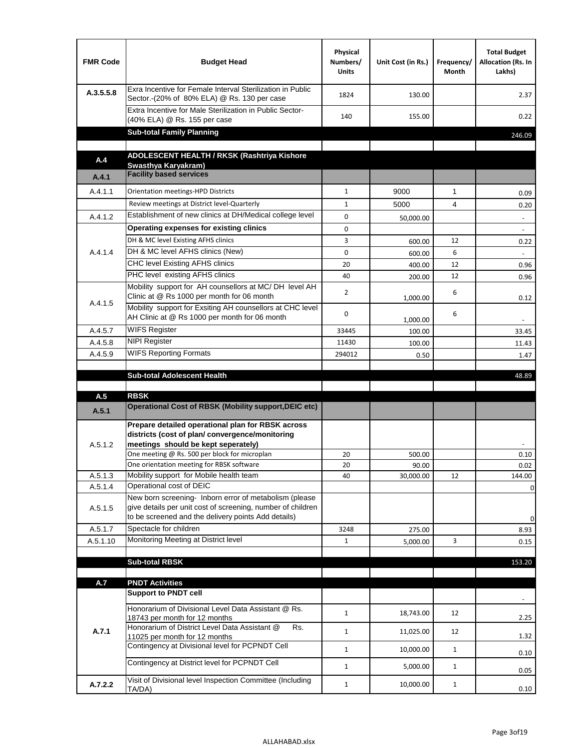| FMR Code | Budget Head | Physical Numbers/ Units | Unit Cost (in Rs.) | Frequency/ Month | Total Budget Allocation (Rs. In Lakhs) |
|---|---|---|---|---|---|
| A.3.5.5.8 | Exra Incentive for Female Interval Sterilization in Public Sector.-(20% of 80% ELA) @ Rs. 130 per case | 1824 | 130.00 | | 2.37 |
| | Extra Incentive for Male Sterilization in Public Sector-(40% ELA) @ Rs. 155 per case | 140 | 155.00 | | 0.22 |
| | **Sub-total Family Planning** | | | | 246.09 |
| | | | | | |
| **A.4** | **ADOLESCENT HEALTH / RKSK (Rashtriya Kishore Swasthya Karyakram)** | | | | |
| **A.4.1** | **Facility based services** | | | | |
| A.4.1.1 | Orientation meetings-HPD Districts | 1 | 9000 | 1 | 0.09 |
| | Review meetings at District level-Quarterly | 1 | 5000 | 4 | 0.20 |
| A.4.1.2 | Establishment of new clinics at DH/Medical college level | 0 | 50,000.00 | | - |
| A.4.1.4 | **Operating expenses for existing clinics** | 0 | | | - |
| | DH & MC level Existing AFHS clinics | 3 | 600.00 | 12 | 0.22 |
| | DH & MC level AFHS clinics (New) | 0 | 600.00 | 6 | - |
| | CHC level Existing AFHS clinics | 20 | 400.00 | 12 | 0.96 |
| | PHC level existing AFHS clinics | 40 | 200.00 | 12 | 0.96 |
| A.4.1.5 | Mobility support for AH counsellors at MC/ DH level AH Clinic at @ Rs 1000 per month for 06 month | 2 | 1,000.00 | 6 | 0.12 |
| | Mobility support for Exsiting AH counsellors at CHC level AH Clinic at @ Rs 1000 per month for 06 month | 0 | 1,000.00 | 6 | - |
| A.4.5.7 | WIFS Register | 33445 | 100.00 | | 33.45 |
| A.4.5.8 | NIPI Register | 11430 | 100.00 | | 11.43 |
| A.4.5.9 | WIFS Reporting Formats | 294012 | 0.50 | | 1.47 |
| | | | | | |
| | **Sub-total Adolescent Health** | | | | 48.89 |
| | | | | | |
| **A.5** | **RBSK** | | | | |
| **A.5.1** | **Operational Cost of RBSK (Mobility support,DEIC etc)** | | | | |
| A.5.1.2 | **Prepare detailed operational plan for RBSK across districts (cost of plan/ convergence/monitoring meetings should be kept seperately)** | | | | - |
| | One meeting @ Rs. 500 per block for microplan | 20 | 500.00 | | 0.10 |
| | One orientation meeting for RBSK software | 20 | 90.00 | | 0.02 |
| A.5.1.3 | Mobility support for Mobile health team | 40 | 30,000.00 | 12 | 144.00 |
| A.5.1.4 | Operational cost of DEIC | | | | 0 |
| A.5.1.5 | New born screening- Inborn error of metabolism (please give details per unit cost of screening, number of children to be screened and the delivery points Add details) | | | | 0 |
| A.5.1.7 | Spectacle for children | 3248 | 275.00 | | 8.93 |
| A.5.1.10 | Monitoring Meeting at District level | 1 | 5,000.00 | 3 | 0.15 |
| | | | | | |
| | **Sub-total RBSK** | | | | 153.20 |
| | | | | | |
| **A.7** | **PNDT Activities** | | | | |
| **A.7.1** | **Support to PNDT cell** | | | | - |
| | Honorarium of Divisional Level Data Assistant @ Rs. 18743 per month for 12 months | 1 | 18,743.00 | 12 | 2.25 |
| | Honorarium of District Level Data Assistant @ Rs. 11025 per month for 12 months | 1 | 11,025.00 | 12 | 1.32 |
| | Contingency at Divisional level for PCPNDT Cell | 1 | 10,000.00 | 1 | 0.10 |
| | Contingency at District level for PCPNDT Cell | 1 | 5,000.00 | 1 | 0.05 |
| **A.7.2.2** | Visit of Divisional level Inspection Committee (Including TA/DA) | 1 | 10,000.00 | 1 | 0.10 |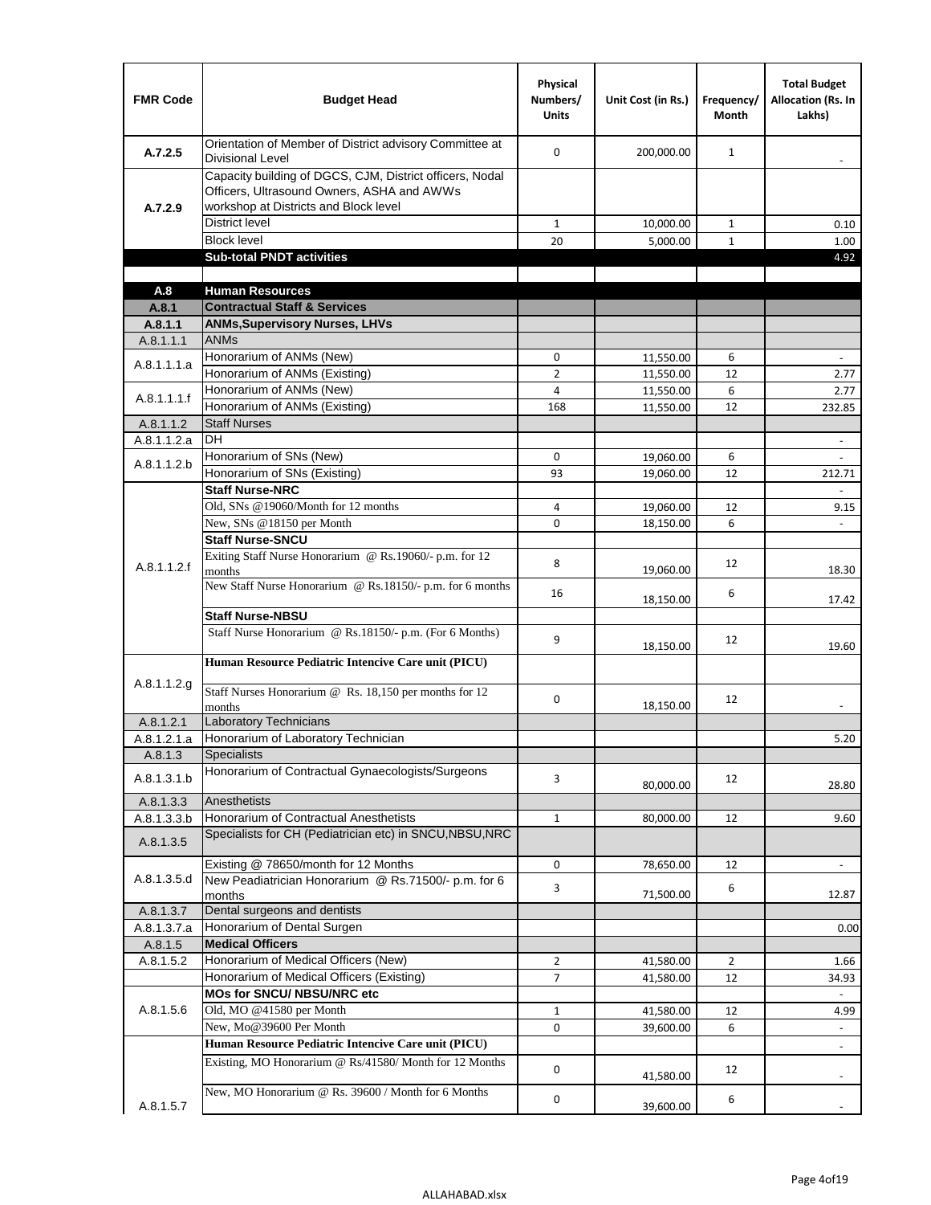| FMR Code | Budget Head | Physical Numbers/ Units | Unit Cost (in Rs.) | Frequency/ Month | Total Budget Allocation (Rs. In Lakhs) |
|---|---|---|---|---|---|
| A.7.2.5 | Orientation of Member of District advisory Committee at Divisional Level | 0 | 200,000.00 | 1 | - |
| A.7.2.9 | Capacity building of DGCS, CJM, District officers, Nodal Officers, Ultrasound Owners, ASHA and AWWs workshop at Districts and Block level | | | | |
| | District level | 1 | 10,000.00 | 1 | 0.10 |
| | Block level | 20 | 5,000.00 | 1 | 1.00 |
| | **Sub-total PNDT activities** | | | | 4.92 |
| | | | | | |
| **A.8** | **Human Resources** | | | | |
| **A.8.1** | **Contractual Staff & Services** | | | | |
| **A.8.1.1** | **ANMs,Supervisory Nurses, LHVs** | | | | |
| A.8.1.1.1 | ANMs | | | | |
| A.8.1.1.1.a | Honorarium of ANMs (New) | 0 | 11,550.00 | 6 | - |
| | Honorarium of ANMs (Existing) | 2 | 11,550.00 | 12 | 2.77 |
| A.8.1.1.1.f | Honorarium of ANMs (New) | 4 | 11,550.00 | 6 | 2.77 |
| | Honorarium of ANMs (Existing) | 168 | 11,550.00 | 12 | 232.85 |
| A.8.1.1.2 | Staff Nurses | | | | |
| A.8.1.1.2.a | DH | | | | - |
| A.8.1.1.2.b | Honorarium of SNs (New) | 0 | 19,060.00 | 6 | - |
| | Honorarium of SNs (Existing) | 93 | 19,060.00 | 12 | 212.71 |
| A.8.1.1.2.f | **Staff Nurse-NRC** | | | | - |
| | Old, SNs @19060/Month for 12 months | 4 | 19,060.00 | 12 | 9.15 |
| | New, SNs @18150 per Month | 0 | 18,150.00 | 6 | - |
| | **Staff Nurse-SNCU** | | | | |
| | Exiting Staff Nurse Honorarium @ Rs.19060/- p.m. for 12 months | 8 | 19,060.00 | 12 | 18.30 |
| | New Staff Nurse Honorarium @ Rs.18150/- p.m. for 6 months | 16 | 18,150.00 | 6 | 17.42 |
| | **Staff Nurse-NBSU** | | | | |
| | Staff Nurse Honorarium @ Rs.18150/- p.m. (For 6 Months) | 9 | 18,150.00 | 12 | 19.60 |
| A.8.1.1.2.g | **Human Resource Pediatric Intencive Care unit (PICU)** | | | | |
| | Staff Nurses Honorarium @ Rs. 18,150 per months for 12 months | 0 | 18,150.00 | 12 | - |
| A.8.1.2.1 | Laboratory Technicians | | | | |
| A.8.1.2.1.a | Honorarium of Laboratory Technician | | | | 5.20 |
| A.8.1.3 | Specialists | | | | |
| A.8.1.3.1.b | Honorarium of Contractual Gynaecologists/Surgeons | 3 | 80,000.00 | 12 | 28.80 |
| A.8.1.3.3 | Anesthetists | | | | |
| A.8.1.3.3.b | Honorarium of Contractual Anesthetists | 1 | 80,000.00 | 12 | 9.60 |
| A.8.1.3.5 | Specialists for CH (Pediatrician etc) in SNCU,NBSU,NRC | | | | |
| A.8.1.3.5.d | Existing @ 78650/month for 12 Months | 0 | 78,650.00 | 12 | - |
| | New Peadiatrician Honorarium @ Rs.71500/- p.m. for 6 months | 3 | 71,500.00 | 6 | 12.87 |
| A.8.1.3.7 | Dental surgeons and dentists | | | | |
| A.8.1.3.7.a | Honorarium of Dental Surgen | | | | 0.00 |
| A.8.1.5 | **Medical Officers** | | | | |
| A.8.1.5.2 | Honorarium of Medical Officers (New) | 2 | 41,580.00 | 2 | 1.66 |
| | Honorarium of Medical Officers (Existing) | 7 | 41,580.00 | 12 | 34.93 |
| A.8.1.5.6 | **MOs for SNCU/ NBSU/NRC etc** | | | | - |
| | Old, MO @41580 per Month | 1 | 41,580.00 | 12 | 4.99 |
| | New, Mo@39600 Per Month | 0 | 39,600.00 | 6 | - |
| A.8.1.5.7 | **Human Resource Pediatric Intencive Care unit (PICU)** | | | | - |
| | Existing, MO Honorarium @ Rs/41580/ Month for 12 Months | 0 | 41,580.00 | 12 | - |
| | New, MO Honorarium @ Rs. 39600 / Month for 6 Months | 0 | 39,600.00 | 6 | - |

ALLAHABAD.xlsx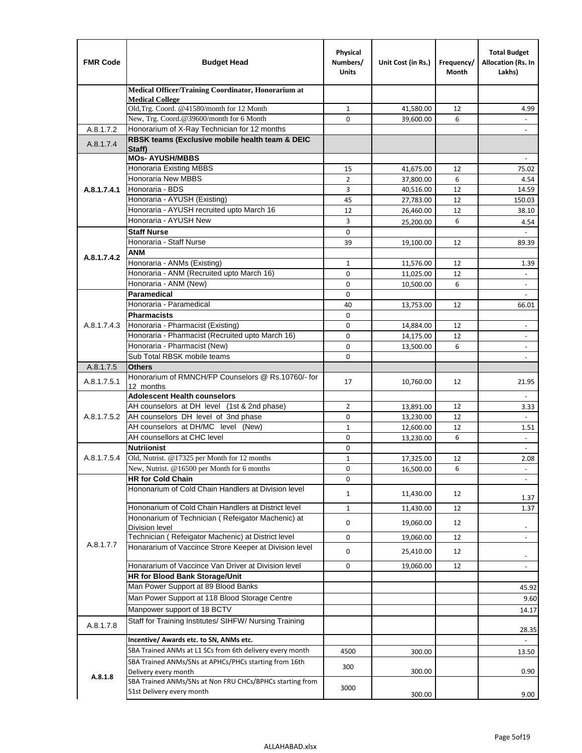| FMR Code | Budget Head | Physical Numbers/ Units | Unit Cost (in Rs.) | Frequency/ Month | Total Budget Allocation (Rs. In Lakhs) |
|---|---|---|---|---|---|
| | **Medical Officer/Training Coordinator, Honorarium at Medical College** | | | | |
| | Old,Trg. Coord. @41580/month for 12 Month | 1 | 41,580.00 | 12 | 4.99 |
| | New, Trg. Coord.@39600/month for 6 Month | 0 | 39,600.00 | 6 | - |
| A.8.1.7.2 | Honorarium of X-Ray Technician for 12 months | | | | - |
| A.8.1.7.4 | **RBSK teams (Exclusive mobile health team & DEIC Staff)** | | | | |
| A.8.1.7.4.1 | **MOs- AYUSH/MBBS** | | | | - |
| | Honoraria Existing MBBS | 15 | 41,675.00 | 12 | 75.02 |
| | Honoraria New MBBS | 2 | 37,800.00 | 6 | 4.54 |
| | Honoraria - BDS | 3 | 40,516.00 | 12 | 14.59 |
| | Honoraria - AYUSH (Existing) | 45 | 27,783.00 | 12 | 150.03 |
| | Honoraria - AYUSH recruited upto March 16 | 12 | 26,460.00 | 12 | 38.10 |
| | Honoraria - AYUSH New | 3 | 25,200.00 | 6 | 4.54 |
| A.8.1.7.4.2 | **Staff Nurse** | 0 | | | - |
| | Honoraria - Staff Nurse | 39 | 19,100.00 | 12 | 89.39 |
| | **ANM** | | | | |
| | Honoraria - ANMs (Existing) | 1 | 11,576.00 | 12 | 1.39 |
| | Honoraria - ANM (Recruited upto March 16) | 0 | 11,025.00 | 12 | - |
| | Honoraria - ANM (New) | 0 | 10,500.00 | 6 | - |
| A.8.1.7.4.3 | **Paramedical** | 0 | | | - |
| | Honoraria - Paramedical | 40 | 13,753.00 | 12 | 66.01 |
| | **Pharmacists** | 0 | | | |
| | Honoraria - Pharmacist (Existing) | 0 | 14,884.00 | 12 | - |
| | Honoraria - Pharmacist (Recruited upto March 16) | 0 | 14,175.00 | 12 | - |
| | Honoraria - Pharmacist (New) | 0 | 13,500.00 | 6 | - |
| | Sub Total RBSK mobile teams | 0 | | | - |
| A.8.1.7.5 | **Others** | | | | |
| A.8.1.7.5.1 | Honorarium of RMNCH/FP Counselors @ Rs.10760/- for 12 months | 17 | 10,760.00 | 12 | 21.95 |
| A.8.1.7.5.2 | **Adolescent Health counselors** | | | | - |
| | AH counselors at DH level (1st & 2nd phase) | 2 | 13,891.00 | 12 | 3.33 |
| | AH counselors DH level of 3nd phase | 0 | 13,230.00 | 12 | - |
| | AH counselors at DH/MC level (New) | 1 | 12,600.00 | 12 | 1.51 |
| | AH counsellors at CHC level | 0 | 13,230.00 | 6 | - |
| A.8.1.7.5.4 | **Nutriionist** | 0 | | | - |
| | Old, Nutrist. @17325 per Month for 12 months | 1 | 17,325.00 | 12 | 2.08 |
| | New, Nutrist. @16500 per Month for 6 months | 0 | 16,500.00 | 6 | - |
| A.8.1.7.7 | **HR for Cold Chain** | 0 | | | - |
| | Hononarium of Cold Chain Handlers at Division level | 1 | 11,430.00 | 12 | 1.37 |
| | Hononarium of Cold Chain Handlers at District level | 1 | 11,430.00 | 12 | 1.37 |
| | Hononarium of Technician ( Refeigator Machenic) at Division level | 0 | 19,060.00 | 12 | - |
| | Technician ( Refeigator Machenic) at District level | 0 | 19,060.00 | 12 | - |
| | Honararium of Vaccince Strore Keeper at Division level | 0 | 25,410.00 | 12 | - |
| | Honararium of Vaccince Van Driver at Division level | 0 | 19,060.00 | 12 | - |
| | **HR for Blood Bank Storage/Unit** | | | | |
| | Man Power Support at 89 Blood Banks | | | | 45.92 |
| | Man Power Support at 118 Blood Storage Centre | | | | 9.60 |
| | Manpower support of 18 BCTV | | | | 14.17 |
| A.8.1.7.8 | Staff for Training Institutes/ SIHFW/ Nursing Training | | | | 28.35 |
| A.8.1.8 | **Incentive/ Awards etc. to SN, ANMs etc.** | | | | - |
| | SBA Trained ANMs at L1 SCs from 6th delivery every month | 4500 | 300.00 | | 13.50 |
| | SBA Trained ANMs/SNs at APHCs/PHCs starting from 16th Delivery every month | 300 | 300.00 | | 0.90 |
| | SBA Trained ANMs/SNs at Non FRU CHCs/BPHCs starting from 51st Delivery every month | 3000 | 300.00 | | 9.00 |

ALLAHABAD.xlsx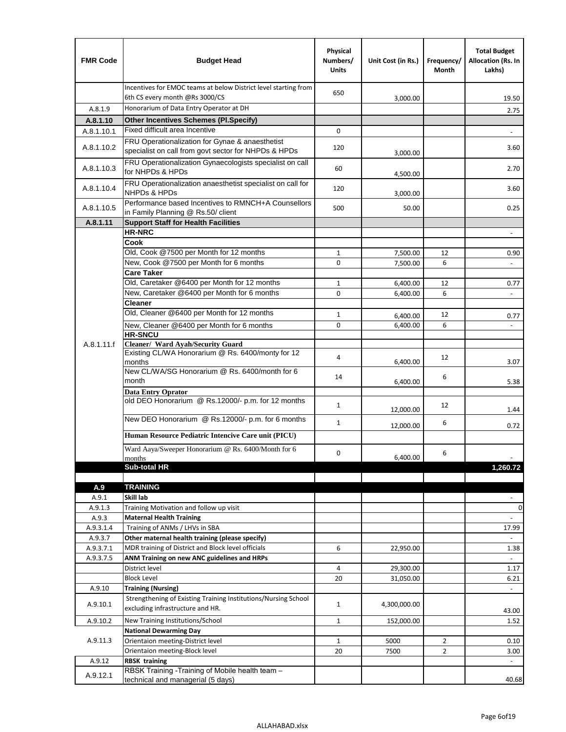| FMR Code | Budget Head | Physical Numbers/ Units | Unit Cost (in Rs.) | Frequency/ Month | Total Budget Allocation (Rs. In Lakhs) |
|---|---|---|---|---|---|
| | Incentives for EMOC teams at below District level starting from 6th CS every month @Rs 3000/CS | 650 | 3,000.00 | | 19.50 |
| A.8.1.9 | Honorarium of Data Entry Operator at DH | | | | 2.75 |
| **A.8.1.10** | **Other Incentives Schemes (Pl.Specify)** | | | | |
| A.8.1.10.1 | Fixed difficult area Incentive | 0 | | | - |
| A.8.1.10.2 | FRU Operationalization for Gynae & anaesthetist specialist on call from govt sector for NHPDs & HPDs | 120 | 3,000.00 | | 3.60 |
| A.8.1.10.3 | FRU Operationalization Gynaecologists specialist on call for NHPDs & HPDs | 60 | 4,500.00 | | 2.70 |
| A.8.1.10.4 | FRU Operationalization anaesthetist specialist on call for NHPDs & HPDs | 120 | 3,000.00 | | 3.60 |
| A.8.1.10.5 | Performance based Incentives to RMNCH+A Counsellors in Family Planning @ Rs.50/ client | 500 | 50.00 | | 0.25 |
| **A.8.1.11** | **Support Staff for Health Facilities** | | | | |
| A.8.1.11.f | **HR-NRC** | | | | - |
| | **Cook** | | | | |
| | Old, Cook @7500 per Month for 12 months | 1 | 7,500.00 | 12 | 0.90 |
| | New, Cook @7500 per Month for 6 months | 0 | 7,500.00 | 6 | - |
| | **Care Taker** | | | | |
| | Old, Caretaker @6400 per Month for 12 months | 1 | 6,400.00 | 12 | 0.77 |
| | New, Caretaker @6400 per Month for 6 months | 0 | 6,400.00 | 6 | - |
| | **Cleaner** | | | | |
| | Old, Cleaner @6400 per Month for 12 months | 1 | 6,400.00 | 12 | 0.77 |
| | New, Cleaner @6400 per Month for 6 months | 0 | 6,400.00 | 6 | - |
| | **HR-SNCU** | | | | |
| | **Cleaner/ Ward Ayah/Security Guard** | | | | |
| | Existing CL/WA Honorarium @ Rs. 6400/monty for 12 months | 4 | 6,400.00 | 12 | 3.07 |
| | New CL/WA/SG Honorarium @ Rs. 6400/month for 6 month | 14 | 6,400.00 | 6 | 5.38 |
| | **Data Entry Oprator** | | | | |
| | old DEO Honorarium @ Rs.12000/- p.m. for 12 months | 1 | 12,000.00 | 12 | 1.44 |
| | New DEO Honorarium @ Rs.12000/- p.m. for 6 months | 1 | 12,000.00 | 6 | 0.72 |
| | **Human Resource Pediatric Intencive Care unit (PICU)** | | | | |
| | Ward Aaya/Sweeper Honorarium @ Rs. 6400/Month for 6 months | 0 | 6,400.00 | 6 | - |
| | **Sub-total HR** | | | | **1,260.72** |
| | | | | | |
| **A.9** | **TRAINING** | | | | |
| A.9.1 | **Skill lab** | | | | - |
| A.9.1.3 | Training Motivation and follow up visit | | | | 0 |
| A.9.3 | **Maternal Health Training** | | | | - |
| A.9.3.1.4 | Training of ANMs / LHVs in SBA | | | | 17.99 |
| A.9.3.7 | **Other maternal health training (please specify)** | | | | - |
| A.9.3.7.1 | MDR training of District and Block level officials | 6 | 22,950.00 | | 1.38 |
| A.9.3.7.5 | **ANM Training on new ANC guidelines and HRPs** | | | | - |
| | District level | 4 | 29,300.00 | | 1.17 |
| | Block Level | 20 | 31,050.00 | | 6.21 |
| A.9.10 | **Training (Nursing)** | | | | - |
| A.9.10.1 | Strengthening of Existing Training Institutions/Nursing School excluding infrastructure and HR. | 1 | 4,300,000.00 | | 43.00 |
| A.9.10.2 | New Training Institutions/School | 1 | 152,000.00 | | 1.52 |
| A.9.11.3 | **National Dewarming Day** | | | | |
| | Orientaion meeting-District level | 1 | 5000 | 2 | 0.10 |
| | Orientaion meeting-Block level | 20 | 7500 | 2 | 3.00 |
| A.9.12 | **RBSK training** | | | | - |
| A.9.12.1 | RBSK Training -Training of Mobile health team – technical and managerial (5 days) | | | | 40.68 |

ALLAHABAD.xlsx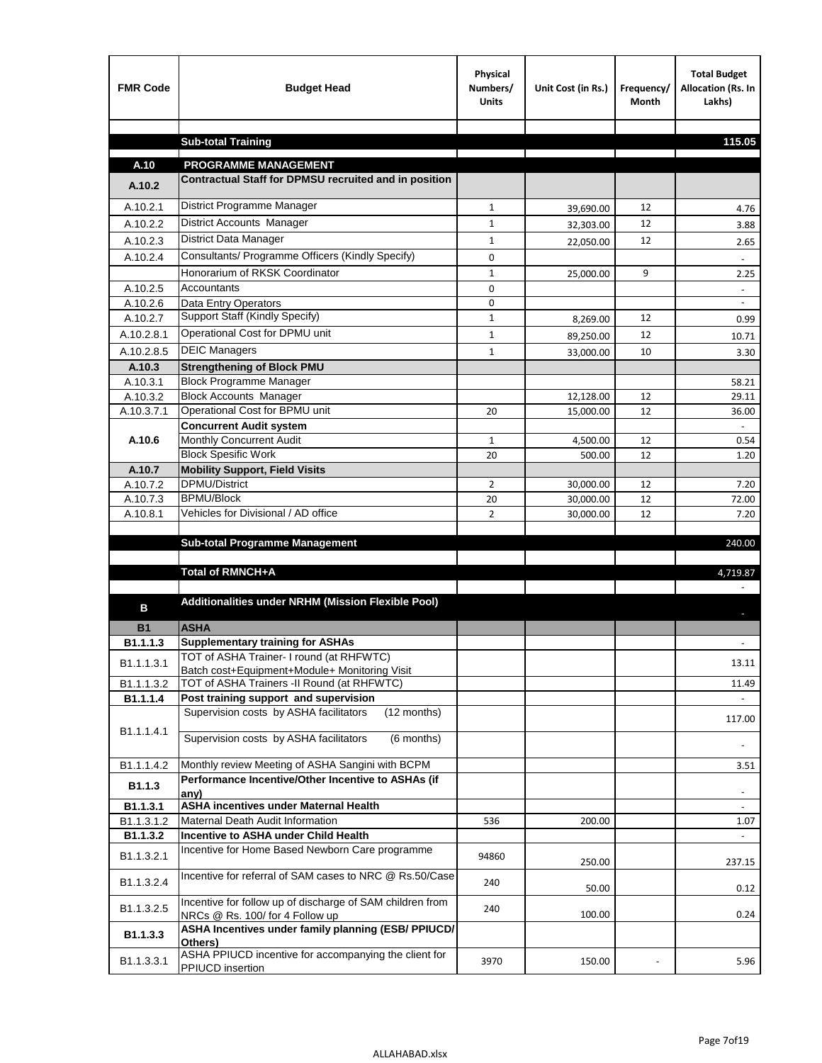| FMR Code | Budget Head | Physical Numbers/ Units | Unit Cost (in Rs.) | Frequency/ Month | Total Budget Allocation (Rs. In Lakhs) |
|---|---|---|---|---|---|
| | | | | | |
| | **Sub-total Training** | | | | **115.05** |
| | | | | | |
| **A.10** | **PROGRAMME MANAGEMENT** | | | | |
| **A.10.2** | **Contractual Staff for DPMSU recruited and in position** | | | | |
| A.10.2.1 | District Programme Manager | 1 | 39,690.00 | 12 | 4.76 |
| A.10.2.2 | District Accounts Manager | 1 | 32,303.00 | 12 | 3.88 |
| A.10.2.3 | District Data Manager | 1 | 22,050.00 | 12 | 2.65 |
| A.10.2.4 | Consultants/ Programme Officers (Kindly Specify) | 0 | | | - |
| | Honorarium of RKSK Coordinator | 1 | 25,000.00 | 9 | 2.25 |
| A.10.2.5 | Accountants | 0 | | | - |
| A.10.2.6 | Data Entry Operators | 0 | | | - |
| A.10.2.7 | Support Staff (Kindly Specify) | 1 | 8,269.00 | 12 | 0.99 |
| A.10.2.8.1 | Operational Cost for DPMU unit | 1 | 89,250.00 | 12 | 10.71 |
| A.10.2.8.5 | DEIC Managers | 1 | 33,000.00 | 10 | 3.30 |
| **A.10.3** | **Strengthening of Block PMU** | | | | |
| A.10.3.1 | Block Programme Manager | | | | 58.21 |
| A.10.3.2 | Block Accounts Manager | | 12,128.00 | 12 | 29.11 |
| A.10.3.7.1 | Operational Cost for BPMU unit | 20 | 15,000.00 | 12 | 36.00 |
| A.10.6 | **Concurrent Audit system** | | | | - |
| | Monthly Concurrent Audit | 1 | 4,500.00 | 12 | 0.54 |
| | Block Spesific Work | 20 | 500.00 | 12 | 1.20 |
| **A.10.7** | **Mobility Support, Field Visits** | | | | |
| A.10.7.2 | DPMU/District | 2 | 30,000.00 | 12 | 7.20 |
| A.10.7.3 | BPMU/Block | 20 | 30,000.00 | 12 | 72.00 |
| A.10.8.1 | Vehicles for Divisional / AD office | 2 | 30,000.00 | 12 | 7.20 |
| | | | | | |
| | **Sub-total Programme Management** | | | | 240.00 |
| | | | | | |
| | **Total of RMNCH+A** | | | | 4,719.87 |
| | | | | | - |
| **B** | **Additionalities under NRHM (Mission Flexible Pool)** | | | | - |
| **B1** | **ASHA** | | | | |
| **B1.1.1.3** | **Supplementary training for ASHAs** | | | | - |
| B1.1.1.3.1 | TOT of ASHA Trainer- I round (at RHFWTC) Batch cost+Equipment+Module+ Monitoring Visit | | | | 13.11 |
| B1.1.1.3.2 | TOT of ASHA Trainers -II Round (at RHFWTC) | | | | 11.49 |
| **B1.1.1.4** | **Post training support and supervision** | | | | - |
| B1.1.1.4.1 | Supervision costs by ASHA facilitators (12 months) | | | | 117.00 |
| | Supervision costs by ASHA facilitators (6 months) | | | | - |
| B1.1.1.4.2 | Monthly review Meeting of ASHA Sangini with BCPM | | | | 3.51 |
| **B1.1.3** | **Performance Incentive/Other Incentive to ASHAs (if any)** | | | | - |
| **B1.1.3.1** | **ASHA incentives under Maternal Health** | | | | - |
| B1.1.3.1.2 | Maternal Death Audit Information | 536 | 200.00 | | 1.07 |
| **B1.1.3.2** | **Incentive to ASHA under Child Health** | | | | - |
| B1.1.3.2.1 | Incentive for Home Based Newborn Care programme | 94860 | 250.00 | | 237.15 |
| B1.1.3.2.4 | Incentive for referral of SAM cases to NRC @ Rs.50/Case | 240 | 50.00 | | 0.12 |
| B1.1.3.2.5 | Incentive for follow up of discharge of SAM children from NRCs @ Rs. 100/ for 4 Follow up | 240 | 100.00 | | 0.24 |
| **B1.1.3.3** | **ASHA Incentives under family planning (ESB/ PPIUCD/ Others)** | | | | |
| B1.1.3.3.1 | ASHA PPIUCD incentive for accompanying the client for PPIUCD insertion | 3970 | 150.00 | - | 5.96 |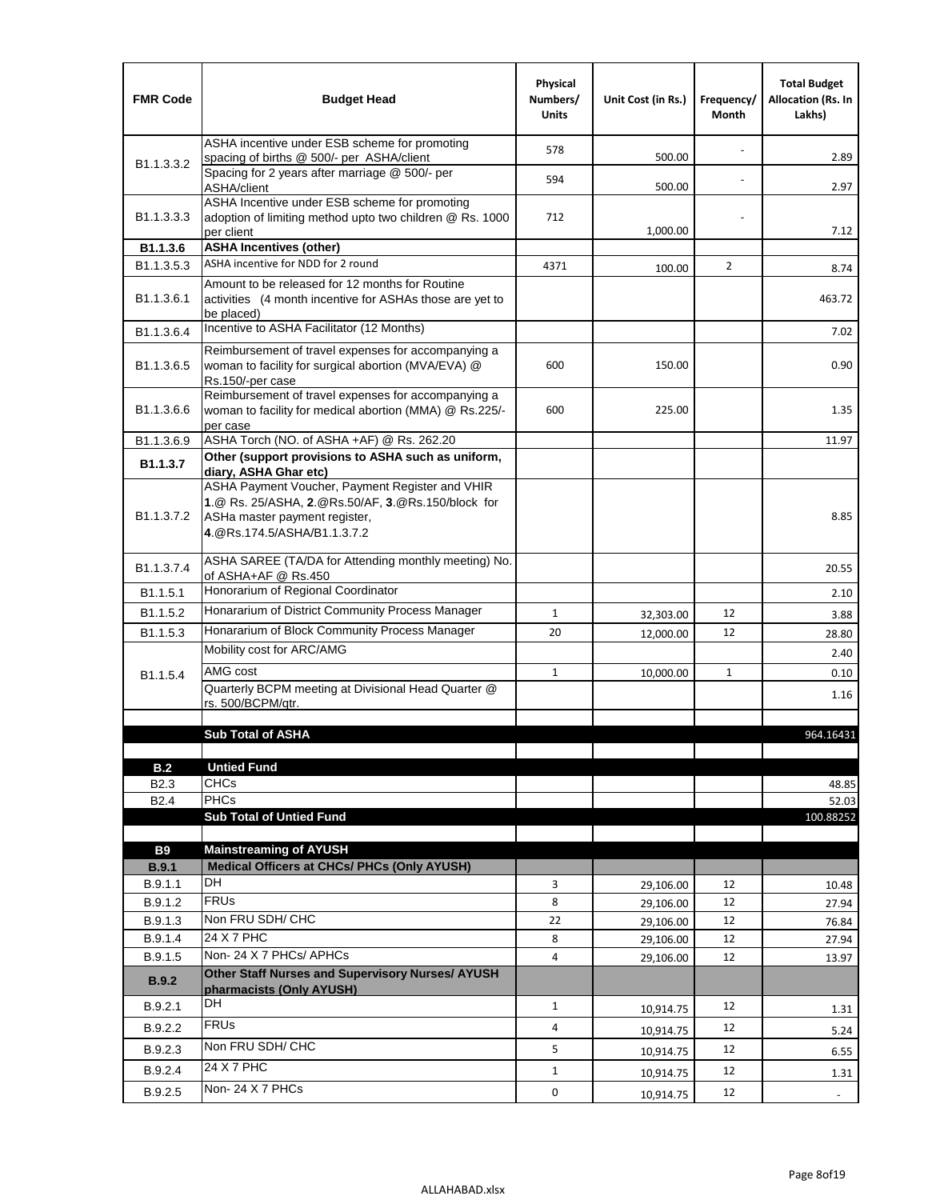| FMR Code | Budget Head | Physical Numbers/ Units | Unit Cost (in Rs.) | Frequency/ Month | Total Budget Allocation (Rs. In Lakhs) |
|---|---|---|---|---|---|
| B1.1.3.3.2 | ASHA incentive under ESB scheme for promoting spacing of births @ 500/- per ASHA/client | 578 | 500.00 | - | 2.89 |
| | Spacing for 2 years after marriage @ 500/- per ASHA/client | 594 | 500.00 | - | 2.97 |
| B1.1.3.3.3 | ASHA Incentive under ESB scheme for promoting adoption of limiting method upto two children @ Rs. 1000 per client | 712 | 1,000.00 | - | 7.12 |
| **B1.1.3.6** | **ASHA Incentives (other)** | | | | |
| B1.1.3.5.3 | ASHA incentive for NDD for 2 round | 4371 | 100.00 | 2 | 8.74 |
| B1.1.3.6.1 | Amount to be released for 12 months for Routine activities (4 month incentive for ASHAs those are yet to be placed) | | | | 463.72 |
| B1.1.3.6.4 | Incentive to ASHA Facilitator (12 Months) | | | | 7.02 |
| B1.1.3.6.5 | Reimbursement of travel expenses for accompanying a woman to facility for surgical abortion (MVA/EVA) @ Rs.150/-per case | 600 | 150.00 | | 0.90 |
| B1.1.3.6.6 | Reimbursement of travel expenses for accompanying a woman to facility for medical abortion (MMA) @ Rs.225/-per case | 600 | 225.00 | | 1.35 |
| B1.1.3.6.9 | ASHA Torch (NO. of ASHA +AF) @ Rs. 262.20 | | | | 11.97 |
| **B1.1.3.7** | **Other (support provisions to ASHA such as uniform, diary, ASHA Ghar etc)** | | | | |
| B1.1.3.7.2 | ASHA Payment Voucher, Payment Register and VHIR **1**.@ Rs. 25/ASHA, **2**.@Rs.50/AF, **3**.@Rs.150/block for ASHa master payment register, **4**.@Rs.174.5/ASHA/B1.1.3.7.2 | | | | 8.85 |
| B1.1.3.7.4 | ASHA SAREE (TA/DA for Attending monthly meeting) No. of ASHA+AF @ Rs.450 | | | | 20.55 |
| B1.1.5.1 | Honorarium of Regional Coordinator | | | | 2.10 |
| B1.1.5.2 | Honararium of District Community Process Manager | 1 | 32,303.00 | 12 | 3.88 |
| B1.1.5.3 | Honararium of Block Community Process Manager | 20 | 12,000.00 | 12 | 28.80 |
| B1.1.5.4 | Mobility cost for ARC/AMG | | | | 2.40 |
| | AMG cost | 1 | 10,000.00 | 1 | 0.10 |
| | Quarterly BCPM meeting at Divisional Head Quarter @ rs. 500/BCPM/qtr. | | | | 1.16 |
| | | | | | |
| | **Sub Total of ASHA** | | | | 964.16431 |
| | | | | | |
| **B.2** | **Untied Fund** | | | | |
| B2.3 | CHCs | | | | 48.85 |
| B2.4 | PHCs | | | | 52.03 |
| | **Sub Total of Untied Fund** | | | | 100.88252 |
| | | | | | |
| **B9** | **Mainstreaming of AYUSH** | | | | |
| **B.9.1** | **Medical Officers at CHCs/ PHCs (Only AYUSH)** | | | | |
| B.9.1.1 | DH | 3 | 29,106.00 | 12 | 10.48 |
| B.9.1.2 | FRUs | 8 | 29,106.00 | 12 | 27.94 |
| B.9.1.3 | Non FRU SDH/ CHC | 22 | 29,106.00 | 12 | 76.84 |
| B.9.1.4 | 24 X 7 PHC | 8 | 29,106.00 | 12 | 27.94 |
| B.9.1.5 | Non- 24 X 7 PHCs/ APHCs | 4 | 29,106.00 | 12 | 13.97 |
| **B.9.2** | **Other Staff Nurses and Supervisory Nurses/ AYUSH pharmacists (Only AYUSH)** | | | | |
| B.9.2.1 | DH | 1 | 10,914.75 | 12 | 1.31 |
| B.9.2.2 | FRUs | 4 | 10,914.75 | 12 | 5.24 |
| B.9.2.3 | Non FRU SDH/ CHC | 5 | 10,914.75 | 12 | 6.55 |
| B.9.2.4 | 24 X 7 PHC | 1 | 10,914.75 | 12 | 1.31 |
| B.9.2.5 | Non- 24 X 7 PHCs | 0 | 10,914.75 | 12 | - |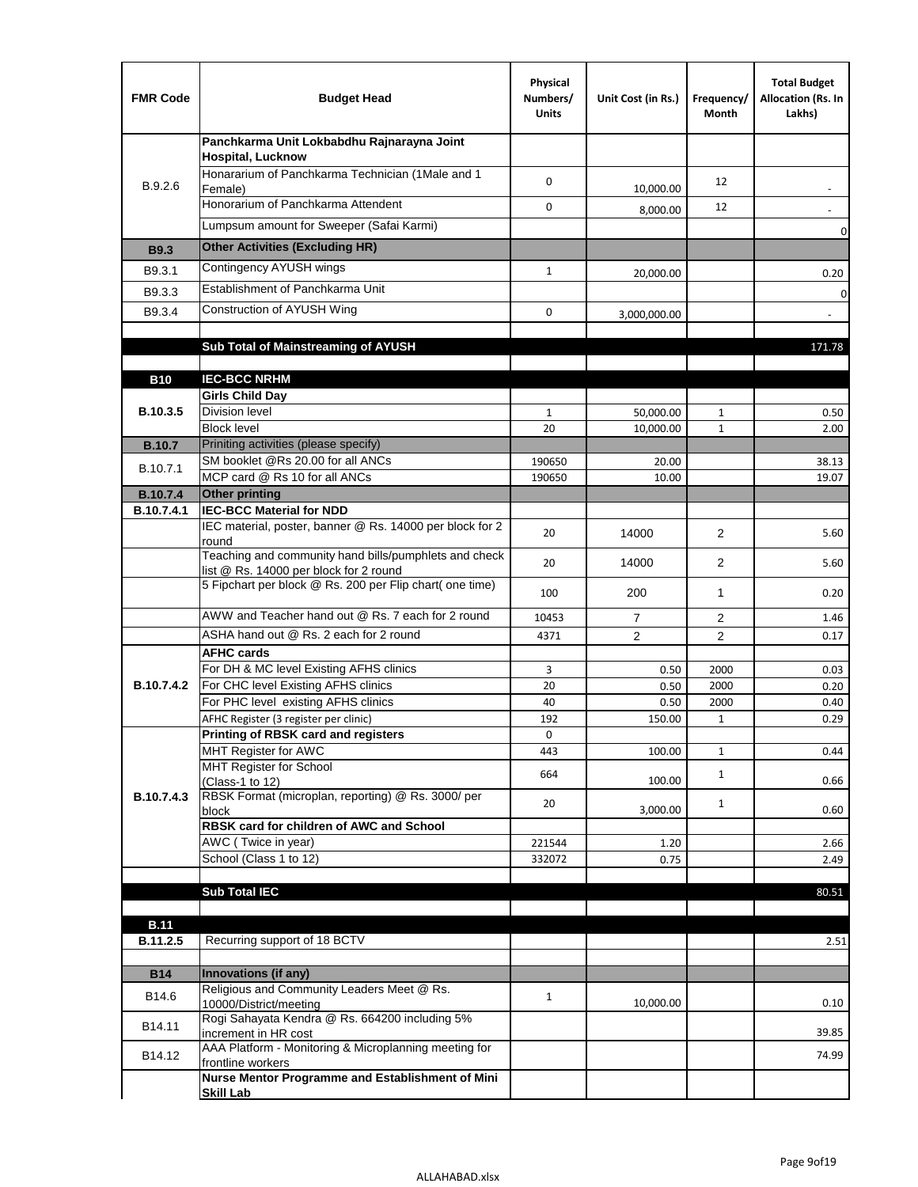| FMR Code | Budget Head | Physical Numbers/ Units | Unit Cost (in Rs.) | Frequency/ Month | Total Budget Allocation (Rs. In Lakhs) |
|---|---|---|---|---|---|
| B.9.2.6 | **Panchkarma Unit Lokbabdhu Rajnarayna Joint Hospital, Lucknow** | | | | |
| | Honorarium of Panchkarma Technician (1Male and 1 Female) | 0 | 10,000.00 | 12 | - |
| | Honorarium of Panchkarma Attendent | 0 | 8,000.00 | 12 | - |
| | Lumpsum amount for Sweeper (Safai Karmi) | | | | 0 |
| **B9.3** | **Other Activities (Excluding HR)** | | | | |
| B9.3.1 | Contingency AYUSH wings | 1 | 20,000.00 | | 0.20 |
| B9.3.3 | Establishment of Panchkarma Unit | | | | 0 |
| B9.3.4 | Construction of AYUSH Wing | 0 | 3,000,000.00 | | - |
| | | | | | |
| | **Sub Total of Mainstreaming of AYUSH** | | | | 171.78 |
| | | | | | |
| **B10** | **IEC-BCC NRHM** | | | | |
| **B.10.3.5** | **Girls Child Day** | | | | |
| | Division level | 1 | 50,000.00 | 1 | 0.50 |
| | Block level | 20 | 10,000.00 | 1 | 2.00 |
| **B.10.7** | Priniting activities (please specify) | | | | |
| B.10.7.1 | SM booklet @Rs 20.00 for all ANCs | 190650 | 20.00 | | 38.13 |
| | MCP card @ Rs 10 for all ANCs | 190650 | 10.00 | | 19.07 |
| **B.10.7.4** | **Other printing** | | | | |
| **B.10.7.4.1** | **IEC-BCC Material for NDD** | | | | |
| | IEC material, poster, banner @ Rs. 14000 per block for 2 round | 20 | 14000 | 2 | 5.60 |
| | Teaching and community hand bills/pumphlets and check list @ Rs. 14000 per block for 2 round | 20 | 14000 | 2 | 5.60 |
| | 5 Fipchart per block @ Rs. 200 per Flip chart( one time) | 100 | 200 | 1 | 0.20 |
| | AWW and Teacher hand out @ Rs. 7 each for 2 round | 10453 | 7 | 2 | 1.46 |
| | ASHA hand out @ Rs. 2 each for 2 round | 4371 | 2 | 2 | 0.17 |
| **B.10.7.4.2** | **AFHC cards** | | | | |
| | For DH & MC level Existing AFHS clinics | 3 | 0.50 | 2000 | 0.03 |
| | For CHC level Existing AFHS clinics | 20 | 0.50 | 2000 | 0.20 |
| | For PHC level existing AFHS clinics | 40 | 0.50 | 2000 | 0.40 |
| | AFHC Register (3 register per clinic) | 192 | 150.00 | 1 | 0.29 |
| **B.10.7.4.3** | **Printing of RBSK card and registers** | 0 | | | |
| | MHT Register for AWC | 443 | 100.00 | 1 | 0.44 |
| | MHT Register for School (Class-1 to 12) | 664 | 100.00 | 1 | 0.66 |
| | RBSK Format (microplan, reporting) @ Rs. 3000/ per block | 20 | 3,000.00 | 1 | 0.60 |
| | **RBSK card for children of AWC and School** | | | | |
| | AWC ( Twice in year) | 221544 | 1.20 | | 2.66 |
| | School (Class 1 to 12) | 332072 | 0.75 | | 2.49 |
| | | | | | |
| | **Sub Total IEC** | | | | 80.51 |
| | | | | | |
| **B.11** | | | | | |
| **B.11.2.5** | Recurring support of 18 BCTV | | | | 2.51 |
| | | | | | |
| **B14** | **Innovations (if any)** | | | | |
| B14.6 | Religious and Community Leaders Meet @ Rs. 10000/District/meeting | 1 | 10,000.00 | | 0.10 |
| B14.11 | Rogi Sahayata Kendra @ Rs. 664200 including 5% increment in HR cost | | | | 39.85 |
| B14.12 | AAA Platform - Monitoring & Microplanning meeting for frontline workers | | | | 74.99 |
| | **Nurse Mentor Programme and Establishment of Mini Skill Lab** | | | | |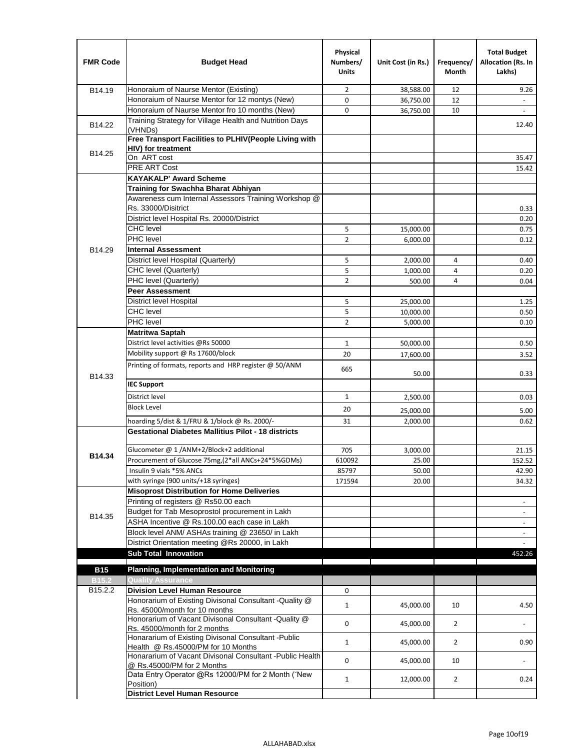| FMR Code | Budget Head | Physical Numbers/ Units | Unit Cost (in Rs.) | Frequency/ Month | Total Budget Allocation (Rs. In Lakhs) |
|---|---|---|---|---|---|
| B14.19 | Honoraium of Naurse Mentor (Existing) | 2 | 38,588.00 | 12 | 9.26 |
| | Honoraium of Naurse Mentor for 12 montys (New) | 0 | 36,750.00 | 12 | - |
| | Honoraium of Naurse Mentor fro 10 months (New) | 0 | 36,750.00 | 10 | - |
| B14.22 | Training Strategy for Village Health and Nutrition Days (VHNDs) | | | | 12.40 |
| B14.25 | **Free Transport Facilities to PLHIV(People Living with HIV) for treatment** | | | | |
| | On ART cost | | | | 35.47 |
| | PRE ART Cost | | | | 15.42 |
| B14.29 | **KAYAKALP' Award Scheme** | | | | |
| | **Training for Swachha Bharat Abhiyan** | | | | |
| | Awareness cum Internal Assessors Training Workshop @ Rs. 33000/Disitrict | | | | 0.33 |
| | District level Hospital Rs. 20000/District | | | | 0.20 |
| | CHC level | 5 | 15,000.00 | | 0.75 |
| | PHC level | 2 | 6,000.00 | | 0.12 |
| | **Internal Assessment** | | | | |
| | District level Hospital (Quarterly) | 5 | 2,000.00 | 4 | 0.40 |
| | CHC level (Quarterly) | 5 | 1,000.00 | 4 | 0.20 |
| | PHC level (Quarterly) | 2 | 500.00 | 4 | 0.04 |
| | **Peer Assessment** | | | | |
| | District level Hospital | 5 | 25,000.00 | | 1.25 |
| | CHC level | 5 | 10,000.00 | | 0.50 |
| | PHC level | 2 | 5,000.00 | | 0.10 |
| B14.33 | **Matritwa Saptah** | | | | |
| | District level activities @Rs 50000 | 1 | 50,000.00 | | 0.50 |
| | Mobility support @ Rs 17600/block | 20 | 17,600.00 | | 3.52 |
| | Printing of formats, reports and HRP register @ 50/ANM | 665 | 50.00 | | 0.33 |
| | **IEC Support** | | | | |
| | District level | 1 | 2,500.00 | | 0.03 |
| | Block Level | 20 | 25,000.00 | | 5.00 |
| | hoarding 5/dist & 1/FRU & 1/block @ Rs. 2000/- | 31 | 2,000.00 | | 0.62 |
| **B14.34** | **Gestational Diabetes Mallitius Pilot - 18 districts** | | | | |
| | Glucometer @ 1 /ANM+2/Block+2 additional | 705 | 3,000.00 | | 21.15 |
| | Procurement of Glucose 75mg,(2*all ANCs+24*5%GDMs) | 610092 | 25.00 | | 152.52 |
| | Insulin 9 vials *5% ANCs | 85797 | 50.00 | | 42.90 |
| | with syringe (900 units/+18 syringes) | 171594 | 20.00 | | 34.32 |
| B14.35 | **Misoprost Distribution for Home Deliveries** | | | | |
| | Printing of registers @ Rs50.00 each | | | | - |
| | Budget for Tab Mesoprostol procurement in Lakh | | | | - |
| | ASHA Incentive @ Rs.100.00 each case in Lakh | | | | - |
| | Block level ANM/ ASHAs training @ 23650/ in Lakh | | | | - |
| | District Orientation meeting @Rs 20000, in Lakh | | | | - |
| | **Sub Total Innovation** | | | | 452.26 |
| **B15** | **Planning, Implementation and Monitoring** | | | | |
| **B15.2** | **Quality Assurance** | | | | |
| B15.2.2 | **Division Level Human Resource** | 0 | | | |
| | Honorarium of Existing Divisonal Consultant -Quality @ Rs. 45000/month for 10 months | 1 | 45,000.00 | 10 | 4.50 |
| | Honorarium of Vacant Divisonal Consultant -Quality @ Rs. 45000/month for 2 months | 0 | 45,000.00 | 2 | - |
| | Honararium of Existing Divisonal Consultant -Public Health @ Rs.45000/PM for 10 Months | 1 | 45,000.00 | 2 | 0.90 |
| | Honararium of Vacant Divisonal Consultant -Public Health @ Rs.45000/PM for 2 Months | 0 | 45,000.00 | 10 | - |
| | Data Entry Operator @Rs 12000/PM for 2 Month ("New Position) | 1 | 12,000.00 | 2 | 0.24 |
| | **District Level Human Resource** | | | | |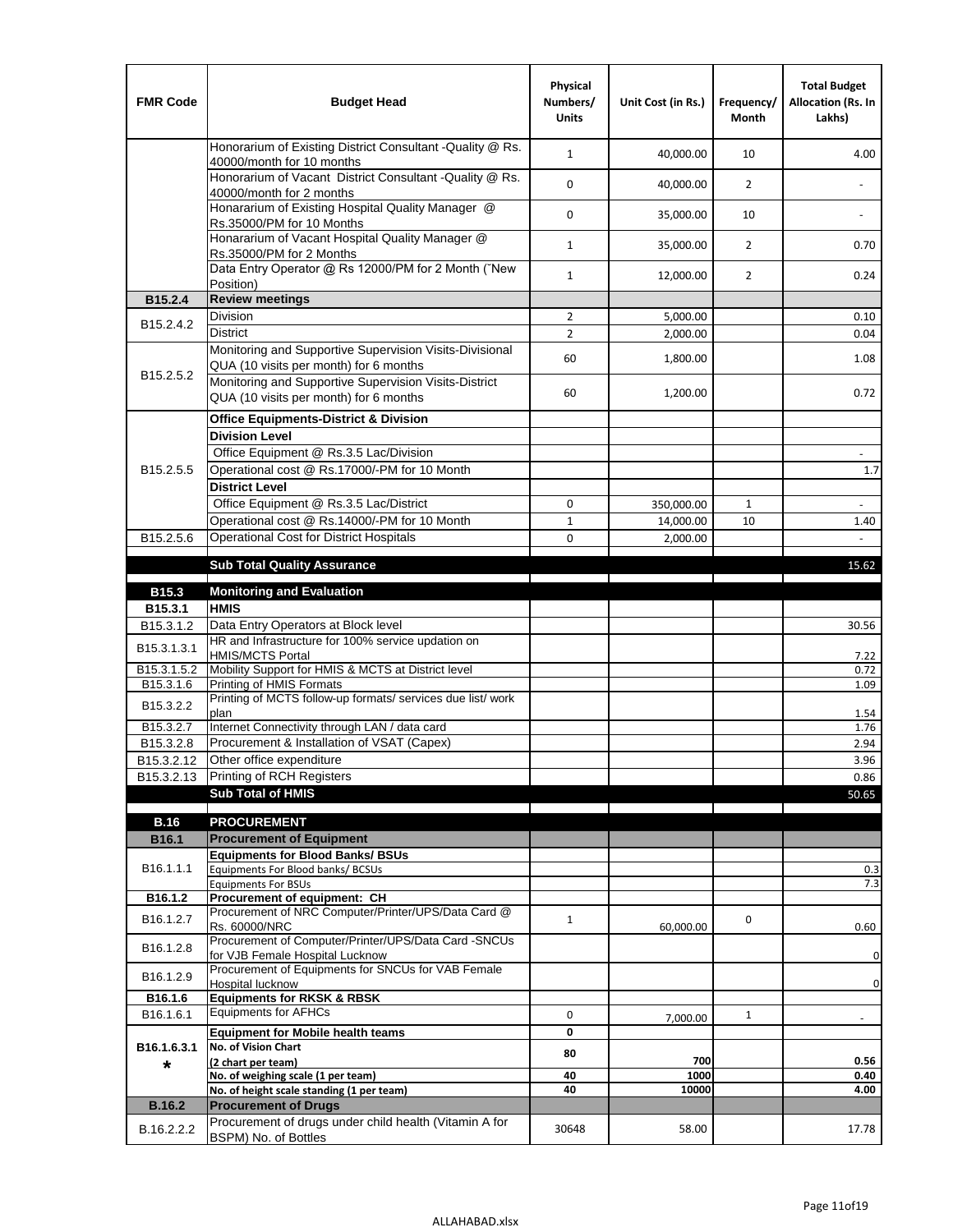| FMR Code | Budget Head | Physical Numbers/ Units | Unit Cost (in Rs.) | Frequency/ Month | Total Budget Allocation (Rs. In Lakhs) |
|---|---|---|---|---|---|
| | Honorarium of Existing District Consultant -Quality @ Rs. 40000/month for 10 months | 1 | 40,000.00 | 10 | 4.00 |
| | Honorarium of Vacant District Consultant -Quality @ Rs. 40000/month for 2 months | 0 | 40,000.00 | 2 | - |
| | Honararium of Existing Hospital Quality Manager @ Rs.35000/PM for 10 Months | 0 | 35,000.00 | 10 | - |
| | Honararium of Vacant Hospital Quality Manager @ Rs.35000/PM for 2 Months | 1 | 35,000.00 | 2 | 0.70 |
| | Data Entry Operator @ Rs 12000/PM for 2 Month (˜New Position) | 1 | 12,000.00 | 2 | 0.24 |
| **B15.2.4** | **Review meetings** | | | | |
| B15.2.4.2 | Division | 2 | 5,000.00 | | 0.10 |
| | District | 2 | 2,000.00 | | 0.04 |
| B15.2.5.2 | Monitoring and Supportive Supervision Visits-Divisional QUA (10 visits per month) for 6 months | 60 | 1,800.00 | | 1.08 |
| | Monitoring and Supportive Supervision Visits-District QUA (10 visits per month) for 6 months | 60 | 1,200.00 | | 0.72 |
| B15.2.5.5 | **Office Equipments-District & Division** | | | | |
| | **Division Level** | | | | |
| | Office Equipment @ Rs.3.5 Lac/Division | | | | - |
| | Operational cost @ Rs.17000/-PM for 10 Month | | | | 1.7 |
| | **District Level** | | | | |
| | Office Equipment @ Rs.3.5 Lac/District | 0 | 350,000.00 | 1 | - |
| | Operational cost @ Rs.14000/-PM for 10 Month | 1 | 14,000.00 | 10 | 1.40 |
| B15.2.5.6 | Operational Cost for District Hospitals | 0 | 2,000.00 | | - |
| | **Sub Total Quality Assurance** | | | | 15.62 |
| **B15.3** | **Monitoring and Evaluation** | | | | |
| **B15.3.1** | **HMIS** | | | | |
| B15.3.1.2 | Data Entry Operators at Block level | | | | 30.56 |
| B15.3.1.3.1 | HR and Infrastructure for 100% service updation on HMIS/MCTS Portal | | | | 7.22 |
| B15.3.1.5.2 | Mobility Support for HMIS & MCTS at District level | | | | 0.72 |
| B15.3.1.6 | Printing of HMIS Formats | | | | 1.09 |
| B15.3.2.2 | Printing of MCTS follow-up formats/ services due list/ work plan | | | | 1.54 |
| B15.3.2.7 | Internet Connectivity through LAN / data card | | | | 1.76 |
| B15.3.2.8 | Procurement & Installation of VSAT (Capex) | | | | 2.94 |
| B15.3.2.12 | Other office expenditure | | | | 3.96 |
| B15.3.2.13 | Printing of RCH Registers | | | | 0.86 |
| | **Sub Total of HMIS** | | | | 50.65 |
| **B.16** | **PROCUREMENT** | | | | |
| **B16.1** | **Procurement of Equipment** | | | | |
| B16.1.1.1 | **Equipments for Blood Banks/ BSUs** | | | | |
| | Equipments For Blood banks/ BCSUs | | | | 0.3 |
| | Equipments For BSUs | | | | 7.3 |
| **B16.1.2** | **Procurement of equipment: CH** | | | | |
| B16.1.2.7 | Procurement of NRC Computer/Printer/UPS/Data Card @ Rs. 60000/NRC | 1 | 60,000.00 | 0 | 0.60 |
| B16.1.2.8 | Procurement of Computer/Printer/UPS/Data Card -SNCUs for VJB Female Hospital Lucknow | | | | 0 |
| B16.1.2.9 | Procurement of Equipments for SNCUs for VAB Female Hospital lucknow | | | | 0 |
| **B16.1.6** | **Equipments for RKSK & RBSK** | | | | |
| B16.1.6.1 | Equipments for AFHCs | 0 | 7,000.00 | 1 | - |
| B16.1.6.3.1 * | **Equipment for Mobile health teams** | 0 | | | |
| | **No. of Vision Chart (2 chart per team)** | 80 | 700 | | 0.56 |
| | **No. of weighing scale (1 per team)** | 40 | 1000 | | 0.40 |
| | **No. of height scale standing (1 per team)** | 40 | 10000 | | 4.00 |
| **B.16.2** | **Procurement of Drugs** | | | | |
| B.16.2.2.2 | Procurement of drugs under child health (Vitamin A for BSPM) No. of Bottles | 30648 | 58.00 | | 17.78 |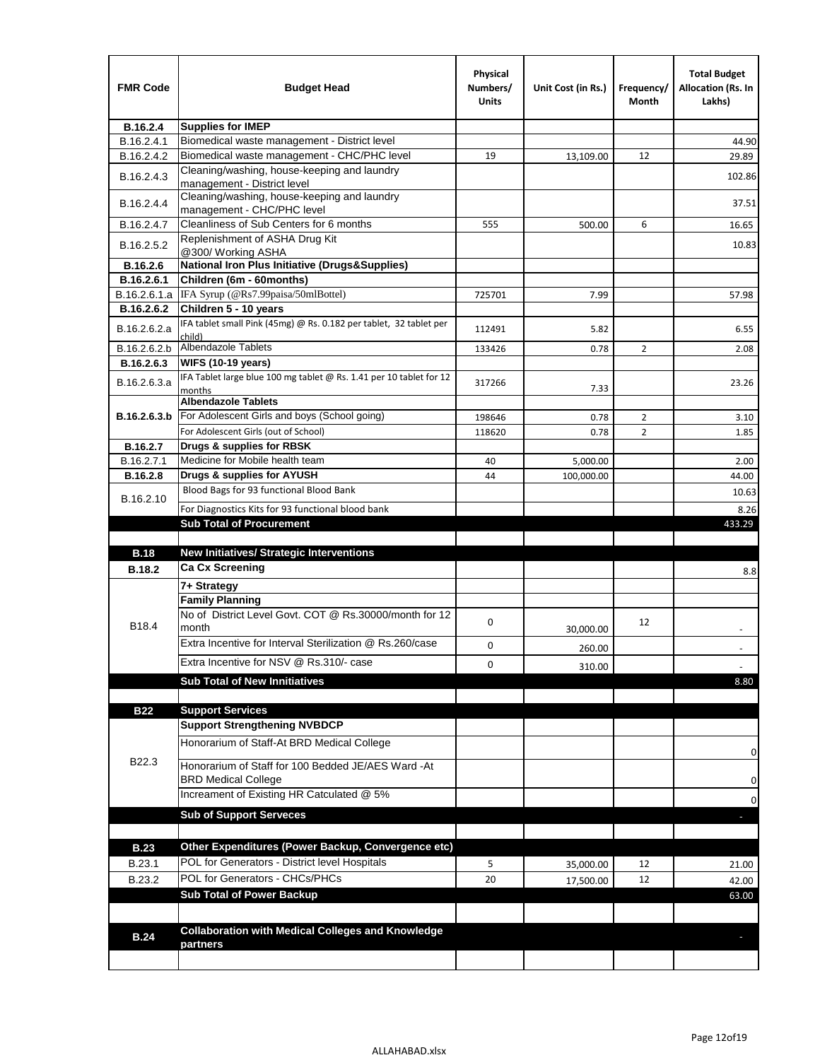| FMR Code | Budget Head | Physical Numbers/ Units | Unit Cost (in Rs.) | Frequency/ Month | Total Budget Allocation (Rs. In Lakhs) |
|---|---|---|---|---|---|
| **B.16.2.4** | **Supplies for IMEP** | | | | |
| B.16.2.4.1 | Biomedical waste management - District level | | | | 44.90 |
| B.16.2.4.2 | Biomedical waste management - CHC/PHC level | 19 | 13,109.00 | 12 | 29.89 |
| B.16.2.4.3 | Cleaning/washing, house-keeping and laundry management - District level | | | | 102.86 |
| B.16.2.4.4 | Cleaning/washing, house-keeping and laundry management - CHC/PHC level | | | | 37.51 |
| B.16.2.4.7 | Cleanliness of Sub Centers for 6 months | 555 | 500.00 | 6 | 16.65 |
| B.16.2.5.2 | Replenishment of ASHA Drug Kit @300/ Working ASHA | | | | 10.83 |
| **B.16.2.6** | **National Iron Plus Initiative (Drugs&Supplies)** | | | | |
| **B.16.2.6.1** | **Children (6m - 60months)** | | | | |
| B.16.2.6.1.a | IFA Syrup (@Rs7.99paisa/50mlBottel) | 725701 | 7.99 | | 57.98 |
| **B.16.2.6.2** | **Children 5 - 10 years** | | | | |
| B.16.2.6.2.a | IFA tablet small Pink (45mg) @ Rs. 0.182 per tablet, 32 tablet per child) | 112491 | 5.82 | | 6.55 |
| B.16.2.6.2.b | Albendazole Tablets | 133426 | 0.78 | 2 | 2.08 |
| **B.16.2.6.3** | **WIFS (10-19 years)** | | | | |
| B.16.2.6.3.a | IFA Tablet large blue 100 mg tablet @ Rs. 1.41 per 10 tablet for 12 months | 317266 | 7.33 | | 23.26 |
| **B.16.2.6.3.b** | **Albendazole Tablets** | | | | |
| | For Adolescent Girls and boys (School going) | 198646 | 0.78 | 2 | 3.10 |
| | For Adolescent Girls (out of School) | 118620 | 0.78 | 2 | 1.85 |
| **B.16.2.7** | **Drugs & supplies for RBSK** | | | | |
| B.16.2.7.1 | Medicine for Mobile health team | 40 | 5,000.00 | | 2.00 |
| **B.16.2.8** | **Drugs & supplies for AYUSH** | 44 | 100,000.00 | | 44.00 |
| B.16.2.10 | Blood Bags for 93 functional Blood Bank | | | | 10.63 |
| | For Diagnostics Kits for 93 functional blood bank | | | | 8.26 |
| | **Sub Total of Procurement** | | | | 433.29 |
| | | | | | |
| **B.18** | **New Initiatives/ Strategic Interventions** | | | | |
| **B.18.2** | **Ca Cx Screening** | | | | 8.8 |
| B18.4 | **7+ Strategy** | | | | |
| | **Family Planning** | | | | |
| | No of District Level Govt. COT @ Rs.30000/month for 12 month | 0 | 30,000.00 | 12 | - |
| | Extra Incentive for Interval Sterilization @ Rs.260/case | 0 | 260.00 | | - |
| | Extra Incentive for NSV @ Rs.310/- case | 0 | 310.00 | | - |
| | **Sub Total of New Innitiatives** | | | | 8.80 |
| | | | | | |
| **B22** | **Support Services** | | | | |
| B22.3 | **Support Strengthening NVBDCP** | | | | |
| | Honorarium of Staff-At BRD Medical College | | | | 0 |
| | Honorarium of Staff for 100 Bedded JE/AES Ward -At BRD Medical College | | | | 0 |
| | Increament of Existing HR Catculated @ 5% | | | | 0 |
| | **Sub of Support Serveces** | | | | - |
| | | | | | |
| **B.23** | **Other Expenditures (Power Backup, Convergence etc)** | | | | |
| B.23.1 | POL for Generators - District level Hospitals | 5 | 35,000.00 | 12 | 21.00 |
| B.23.2 | POL for Generators - CHCs/PHCs | 20 | 17,500.00 | 12 | 42.00 |
| | **Sub Total of Power Backup** | | | | 63.00 |
| | | | | | |
| **B.24** | **Collaboration with Medical Colleges and Knowledge partners** | | | | - |
| | | | | | |

ALLAHABAD.xlsx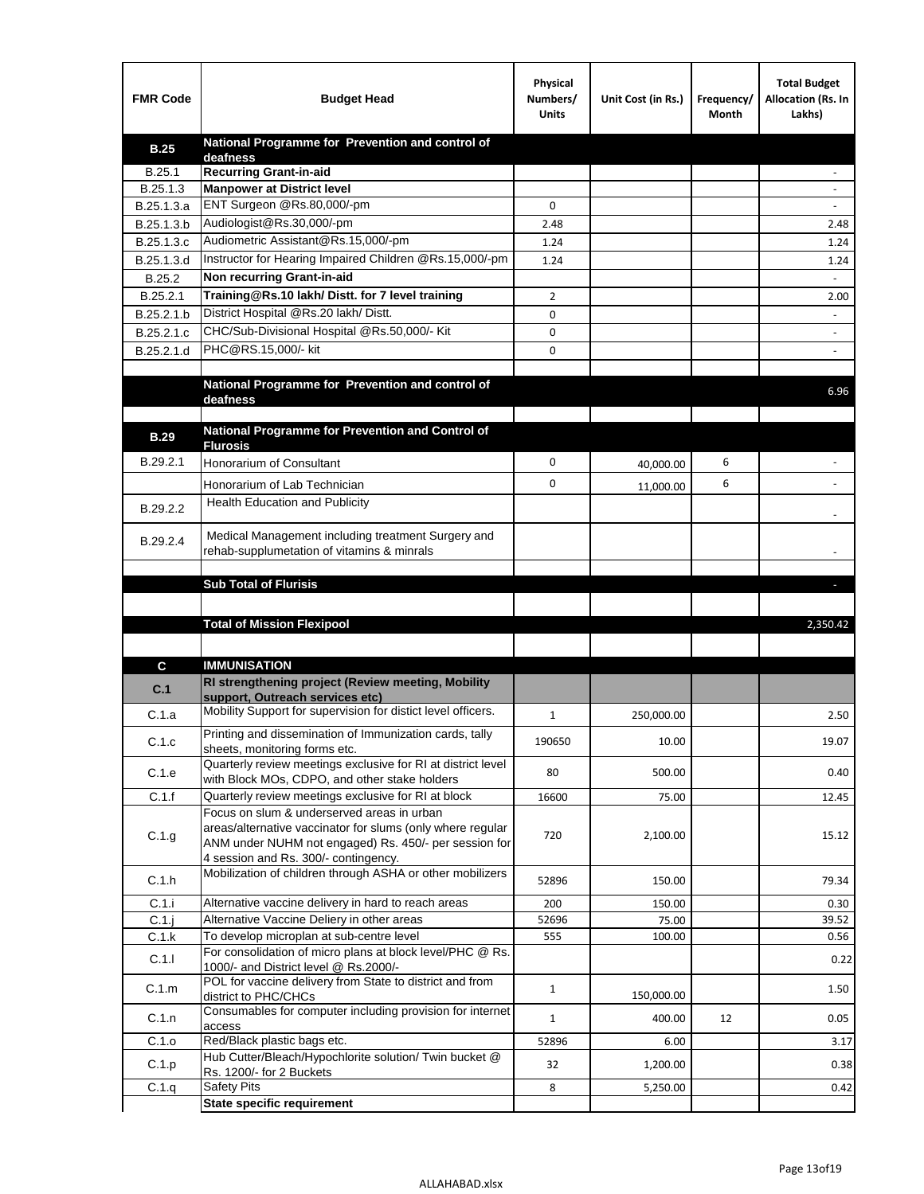| FMR Code | Budget Head | Physical Numbers/ Units | Unit Cost (in Rs.) | Frequency/ Month | Total Budget Allocation (Rs. In Lakhs) |
|---|---|---|---|---|---|
| **B.25** | **National Programme for Prevention and control of deafness** | | | | |
| B.25.1 | **Recurring Grant-in-aid** | | | | - |
| B.25.1.3 | **Manpower at District level** | | | | - |
| B.25.1.3.a | ENT Surgeon @Rs.80,000/-pm | 0 | | | - |
| B.25.1.3.b | Audiologist@Rs.30,000/-pm | 2.48 | | | 2.48 |
| B.25.1.3.c | Audiometric Assistant@Rs.15,000/-pm | 1.24 | | | 1.24 |
| B.25.1.3.d | Instructor for Hearing Impaired Children @Rs.15,000/-pm | 1.24 | | | 1.24 |
| B.25.2 | **Non recurring Grant-in-aid** | | | | - |
| B.25.2.1 | **Training@Rs.10 lakh/ Distt. for 7 level training** | 2 | | | 2.00 |
| B.25.2.1.b | District Hospital @Rs.20 lakh/ Distt. | 0 | | | - |
| B.25.2.1.c | CHC/Sub-Divisional Hospital @Rs.50,000/- Kit | 0 | | | - |
| B.25.2.1.d | PHC@RS.15,000/- kit | 0 | | | - |
| | | | | | |
| | **National Programme for Prevention and control of deafness** | | | | 6.96 |
| | | | | | |
| **B.29** | **National Programme for Prevention and Control of Flurosis** | | | | |
| B.29.2.1 | Honorarium of Consultant | 0 | 40,000.00 | 6 | - |
| | Honorarium of Lab Technician | 0 | 11,000.00 | 6 | - |
| B.29.2.2 | Health Education and Publicity | | | | - |
| B.29.2.4 | Medical Management including treatment Surgery and rehab-supplumetation of vitamins & minrals | | | | - |
| | | | | | |
| | **Sub Total of Flurisis** | | | | - |
| | | | | | |
| | **Total of Mission Flexipool** | | | | 2,350.42 |
| | | | | | |
| **C** | **IMMUNISATION** | | | | |
| **C.1** | **RI strengthening project (Review meeting, Mobility support, Outreach services etc)** | | | | |
| C.1.a | Mobility Support for supervision for distict level officers. | 1 | 250,000.00 | | 2.50 |
| C.1.c | Printing and dissemination of Immunization cards, tally sheets, monitoring forms etc. | 190650 | 10.00 | | 19.07 |
| C.1.e | Quarterly review meetings exclusive for RI at district level with Block MOs, CDPO, and other stake holders | 80 | 500.00 | | 0.40 |
| C.1.f | Quarterly review meetings exclusive for RI at block | 16600 | 75.00 | | 12.45 |
| C.1.g | Focus on slum & underserved areas in urban areas/alternative vaccinator for slums (only where regular ANM under NUHM not engaged) Rs. 450/- per session for 4 session and Rs. 300/- contingency. | 720 | 2,100.00 | | 15.12 |
| C.1.h | Mobilization of children through ASHA or other mobilizers | 52896 | 150.00 | | 79.34 |
| C.1.i | Alternative vaccine delivery in hard to reach areas | 200 | 150.00 | | 0.30 |
| C.1.j | Alternative Vaccine Deliery in other areas | 52696 | 75.00 | | 39.52 |
| C.1.k | To develop microplan at sub-centre level | 555 | 100.00 | | 0.56 |
| C.1.l | For consolidation of micro plans at block level/PHC @ Rs. 1000/- and District level @ Rs.2000/- | | | | 0.22 |
| C.1.m | POL for vaccine delivery from State to district and from district to PHC/CHCs | 1 | 150,000.00 | | 1.50 |
| C.1.n | Consumables for computer including provision for internet access | 1 | 400.00 | 12 | 0.05 |
| C.1.o | Red/Black plastic bags etc. | 52896 | 6.00 | | 3.17 |
| C.1.p | Hub Cutter/Bleach/Hypochlorite solution/ Twin bucket @ Rs. 1200/- for 2 Buckets | 32 | 1,200.00 | | 0.38 |
| C.1.q | Safety Pits | 8 | 5,250.00 | | 0.42 |
| | **State specific requirement** | | | | |

ALLAHABAD.xlsx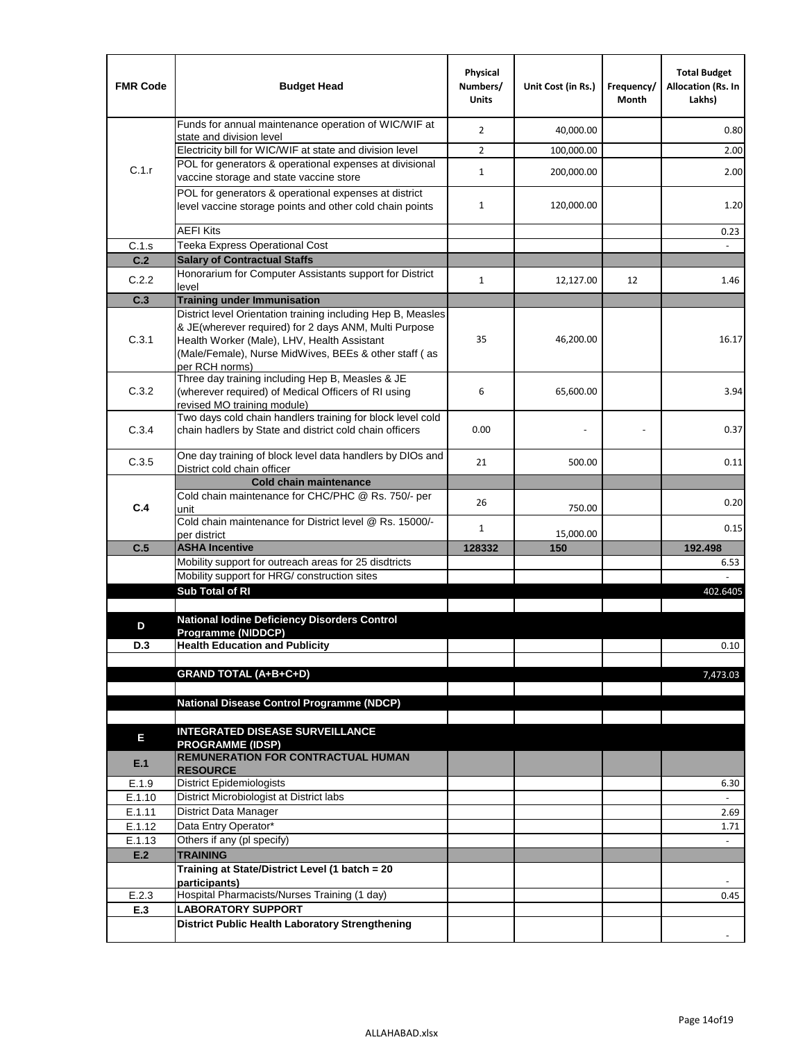| FMR Code | Budget Head | Physical Numbers/ Units | Unit Cost (in Rs.) | Frequency/ Month | Total Budget Allocation (Rs. In Lakhs) |
|---|---|---|---|---|---|
| C.1.r | Funds for annual maintenance operation of WIC/WIF at state and division level | 2 | 40,000.00 | | 0.80 |
| | Electricity bill for WIC/WIF at state and division level | 2 | 100,000.00 | | 2.00 |
| | POL for generators & operational expenses at divisional vaccine storage and state vaccine store | 1 | 200,000.00 | | 2.00 |
| | POL for generators & operational expenses at district level vaccine storage points and other cold chain points | 1 | 120,000.00 | | 1.20 |
| | AEFI Kits | | | | 0.23 |
| C.1.s | Teeka Express Operational Cost | | | | - |
| **C.2** | **Salary of Contractual Staffs** | | | | |
| C.2.2 | Honorarium for Computer Assistants support for District level | 1 | 12,127.00 | 12 | 1.46 |
| **C.3** | **Training under Immunisation** | | | | |
| C.3.1 | District level Orientation training including Hep B, Measles & JE(wherever required) for 2 days ANM, Multi Purpose Health Worker (Male), LHV, Health Assistant (Male/Female), Nurse MidWives, BEEs & other staff ( as per RCH norms) | 35 | 46,200.00 | | 16.17 |
| C.3.2 | Three day training including Hep B, Measles & JE (wherever required) of Medical Officers of RI using revised MO training module) | 6 | 65,600.00 | | 3.94 |
| C.3.4 | Two days cold chain handlers training for block level cold chain hadlers by State and district cold chain officers | 0.00 | - | - | 0.37 |
| C.3.5 | One day training of block level data handlers by DIOs and District cold chain officer | 21 | 500.00 | | 0.11 |
| **C.4** | **Cold chain maintenance** | | | | |
| | Cold chain maintenance for CHC/PHC @ Rs. 750/- per unit | 26 | 750.00 | | 0.20 |
| | Cold chain maintenance for District level @ Rs. 15000/- per district | 1 | 15,000.00 | | 0.15 |
| **C.5** | **ASHA Incentive** | **128332** | **150** | | **192.498** |
| | Mobility support for outreach areas for 25 disdtricts | | | | 6.53 |
| | Mobility support for HRG/ construction sites | | | | - |
| | **Sub Total of RI** | | | | 402.6405 |
| | | | | | |
| **D** | **National Iodine Deficiency Disorders Control Programme (NIDDCP)** | | | | |
| **D.3** | **Health Education and Publicity** | | | | 0.10 |
| | | | | | |
| | **GRAND TOTAL (A+B+C+D)** | | | | 7,473.03 |
| | | | | | |
| | **National Disease Control Programme (NDCP)** | | | | |
| | | | | | |
| **E** | **INTEGRATED DISEASE SURVEILLANCE PROGRAMME (IDSP)** | | | | |
| **E.1** | **REMUNERATION FOR CONTRACTUAL HUMAN RESOURCE** | | | | |
| E.1.9 | District Epidemiologists | | | | 6.30 |
| E.1.10 | District Microbiologist at District labs | | | | - |
| E.1.11 | District Data Manager | | | | 2.69 |
| E.1.12 | Data Entry Operator* | | | | 1.71 |
| E.1.13 | Others if any (pl specify) | | | | - |
| **E.2** | **TRAINING** | | | | |
| | **Training at State/District Level (1 batch = 20 participants)** | | | | - |
| E.2.3 | Hospital Pharmacists/Nurses Training (1 day) | | | | 0.45 |
| **E.3** | **LABORATORY SUPPORT** | | | | |
| | **District Public Health Laboratory Strengthening** | | | | - |

ALLAHABAD.xlsx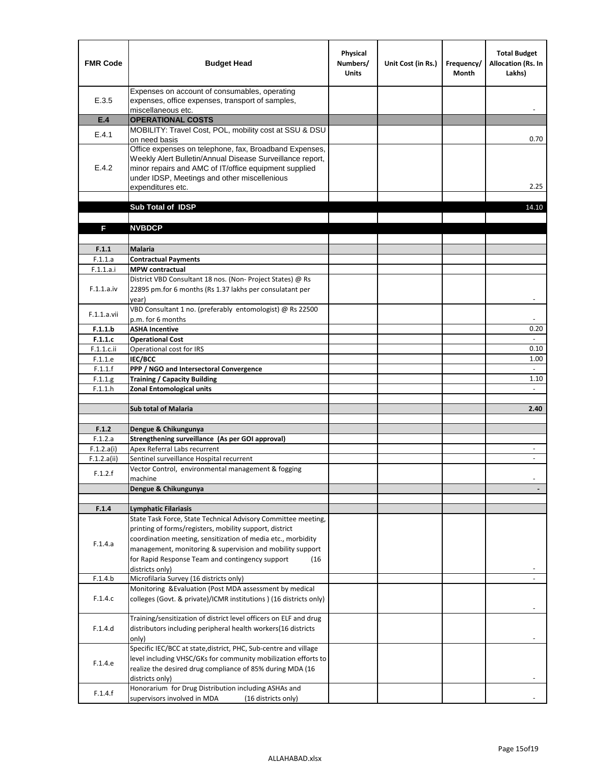| FMR Code | Budget Head | Physical Numbers/ Units | Unit Cost (in Rs.) | Frequency/ Month | Total Budget Allocation (Rs. In Lakhs) |
|---|---|---|---|---|---|
| E.3.5 | Expenses on account of consumables, operating expenses, office expenses, transport of samples, miscellaneous etc. | | | | - |
| **E.4** | **OPERATIONAL COSTS** | | | | |
| E.4.1 | MOBILITY: Travel Cost, POL, mobility cost at SSU & DSU on need basis | | | | 0.70 |
| E.4.2 | Office expenses on telephone, fax, Broadband Expenses, Weekly Alert Bulletin/Annual Disease Surveillance report, minor repairs and AMC of IT/office equipment supplied under IDSP, Meetings and other miscellenious expenditures etc. | | | | 2.25 |
| | | | | | |
| | **Sub Total of IDSP** | | | | 14.10 |
| | | | | | |
| **F** | **NVBDCP** | | | | |
| | | | | | |
| **F.1.1** | **Malaria** | | | | |
| F.1.1.a | **Contractual Payments** | | | | |
| F.1.1.a.i | **MPW contractual** | | | | |
| F.1.1.a.iv | District VBD Consultant 18 nos. (Non- Project States) @ Rs 22895 pm.for 6 months (Rs 1.37 lakhs per consulatant per year) | | | | - |
| F.1.1.a.vii | VBD Consultant 1 no. (preferably entomologist) @ Rs 22500 p.m. for 6 months | | | | - |
| **F.1.1.b** | **ASHA Incentive** | | | | 0.20 |
| **F.1.1.c** | **Operational Cost** | | | | - |
| F.1.1.c.ii | Operational cost for IRS | | | | 0.10 |
| F.1.1.e | **IEC/BCC** | | | | 1.00 |
| F.1.1.f | **PPP / NGO and Intersectoral Convergence** | | | | - |
| F.1.1.g | **Training / Capacity Building** | | | | 1.10 |
| F.1.1.h | **Zonal Entomological units** | | | | - |
| | | | | | |
| | **Sub total of Malaria** | | | | **2.40** |
| | | | | | |
| **F.1.2** | **Dengue & Chikungunya** | | | | |
| F.1.2.a | **Strengthening surveillance (As per GOI approval)** | | | | |
| F.1.2.a(i) | Apex Referral Labs recurrent | | | | - |
| F.1.2.a(ii) | Sentinel surveillance Hospital recurrent | | | | - |
| F.1.2.f | Vector Control, environmental management & fogging machine | | | | - |
| | **Dengue & Chikungunya** | | | | **-** |
| | | | | | |
| **F.1.4** | **Lymphatic Filariasis** | | | | |
| F.1.4.a | State Task Force, State Technical Advisory Committee meeting, printing of forms/registers, mobility support, district coordination meeting, sensitization of media etc., morbidity management, monitoring & supervision and mobility support for Rapid Response Team and contingency support (16 districts only) | | | | - |
| F.1.4.b | Microfilaria Survey (16 districts only) | | | | - |
| F.1.4.c | Monitoring &Evaluation (Post MDA assessment by medical colleges (Govt. & private)/ICMR institutions ) (16 districts only) | | | | - |
| F.1.4.d | Training/sensitization of district level officers on ELF and drug distributors including peripheral health workers(16 districts only) | | | | - |
| F.1.4.e | Specific IEC/BCC at state,district, PHC, Sub-centre and village level including VHSC/GKs for community mobilization efforts to realize the desired drug compliance of 85% during MDA (16 districts only) | | | | - |
| F.1.4.f | Honorarium for Drug Distribution including ASHAs and supervisors involved in MDA (16 districts only) | | | | - |

ALLAHABAD.xlsx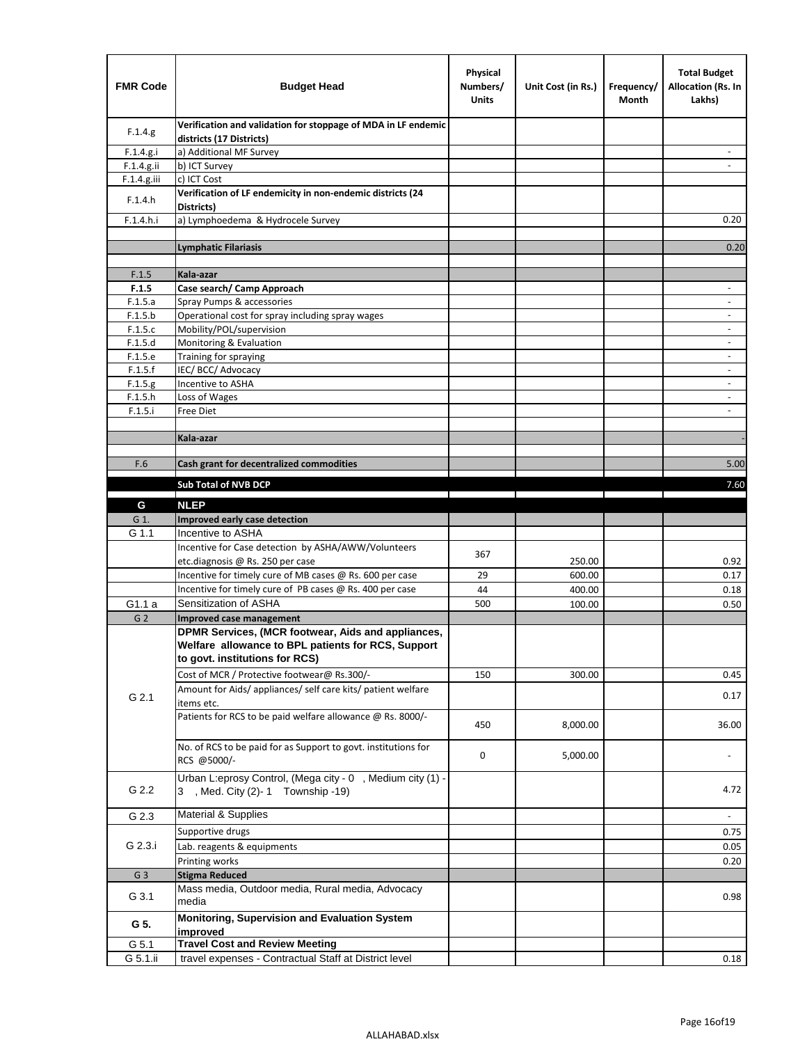| FMR Code | Budget Head | Physical Numbers/ Units | Unit Cost (in Rs.) | Frequency/ Month | Total Budget Allocation (Rs. In Lakhs) |
|---|---|---|---|---|---|
| F.1.4.g | **Verification and validation for stoppage of MDA in LF endemic districts (17 Districts)** | | | | |
| F.1.4.g.i | a) Additional MF Survey | | | | - |
| F.1.4.g.ii | b) ICT Survey | | | | - |
| F.1.4.g.iii | c) ICT Cost | | | | |
| F.1.4.h | **Verification of LF endemicity in non-endemic districts (24 Districts)** | | | | |
| F.1.4.h.i | a) Lymphoedema & Hydrocele Survey | | | | 0.20 |
| | | | | | |
| | **Lymphatic Filariasis** | | | | 0.20 |
| | | | | | |
| F.1.5 | **Kala-azar** | | | | |
| **F.1.5** | **Case search/ Camp Approach** | | | | - |
| F.1.5.a | Spray Pumps & accessories | | | | - |
| F.1.5.b | Operational cost for spray including spray wages | | | | - |
| F.1.5.c | Mobility/POL/supervision | | | | - |
| F.1.5.d | Monitoring & Evaluation | | | | - |
| F.1.5.e | Training for spraying | | | | - |
| F.1.5.f | IEC/ BCC/ Advocacy | | | | - |
| F.1.5.g | Incentive to ASHA | | | | - |
| F.1.5.h | Loss of Wages | | | | - |
| F.1.5.i | Free Diet | | | | - |
| | | | | | |
| | **Kala-azar** | | | | - |
| | | | | | |
| F.6 | **Cash grant for decentralized commodities** | | | | 5.00 |
| | | | | | |
| | **Sub Total of NVB DCP** | | | | 7.60 |
| **G** | **NLEP** | | | | |
| G 1. | **Improved early case detection** | | | | |
| G 1.1 | Incentive to ASHA | | | | |
| | Incentive for Case detection by ASHA/AWW/Volunteers etc.diagnosis @ Rs. 250 per case | 367 | 250.00 | | 0.92 |
| | Incentive for timely cure of MB cases @ Rs. 600 per case | 29 | 600.00 | | 0.17 |
| | Incentive for timely cure of PB cases @ Rs. 400 per case | 44 | 400.00 | | 0.18 |
| G1.1 a | Sensitization of ASHA | 500 | 100.00 | | 0.50 |
| G 2 | **Improved case management** | | | | |
| G 2.1 | **DPMR Services, (MCR footwear, Aids and appliances, Welfare allowance to BPL patients for RCS, Support to govt. institutions for RCS)** | | | | |
| | Cost of MCR / Protective footwear@ Rs.300/- | 150 | 300.00 | | 0.45 |
| | Amount for Aids/ appliances/ self care kits/ patient welfare items etc. | | | | 0.17 |
| | Patients for RCS to be paid welfare allowance @ Rs. 8000/- | 450 | 8,000.00 | | 36.00 |
| | No. of RCS to be paid for as Support to govt. institutions for RCS @5000/- | 0 | 5,000.00 | | - |
| G 2.2 | Urban L:eprosy Control, (Mega city - 0 , Medium city (1) - 3 , Med. City (2)- 1 Township -19) | | | | 4.72 |
| G 2.3 | Material & Supplies | | | | - |
| G 2.3.i | Supportive drugs | | | | 0.75 |
| | Lab. reagents & equipments | | | | 0.05 |
| | Printing works | | | | 0.20 |
| G 3 | **Stigma Reduced** | | | | |
| G 3.1 | Mass media, Outdoor media, Rural media, Advocacy media | | | | 0.98 |
| **G 5.** | **Monitoring, Supervision and Evaluation System improved** | | | | |
| G 5.1 | **Travel Cost and Review Meeting** | | | | |
| G 5.1.ii | travel expenses - Contractual Staff at District level | | | | 0.18 |

ALLAHABAD.xlsx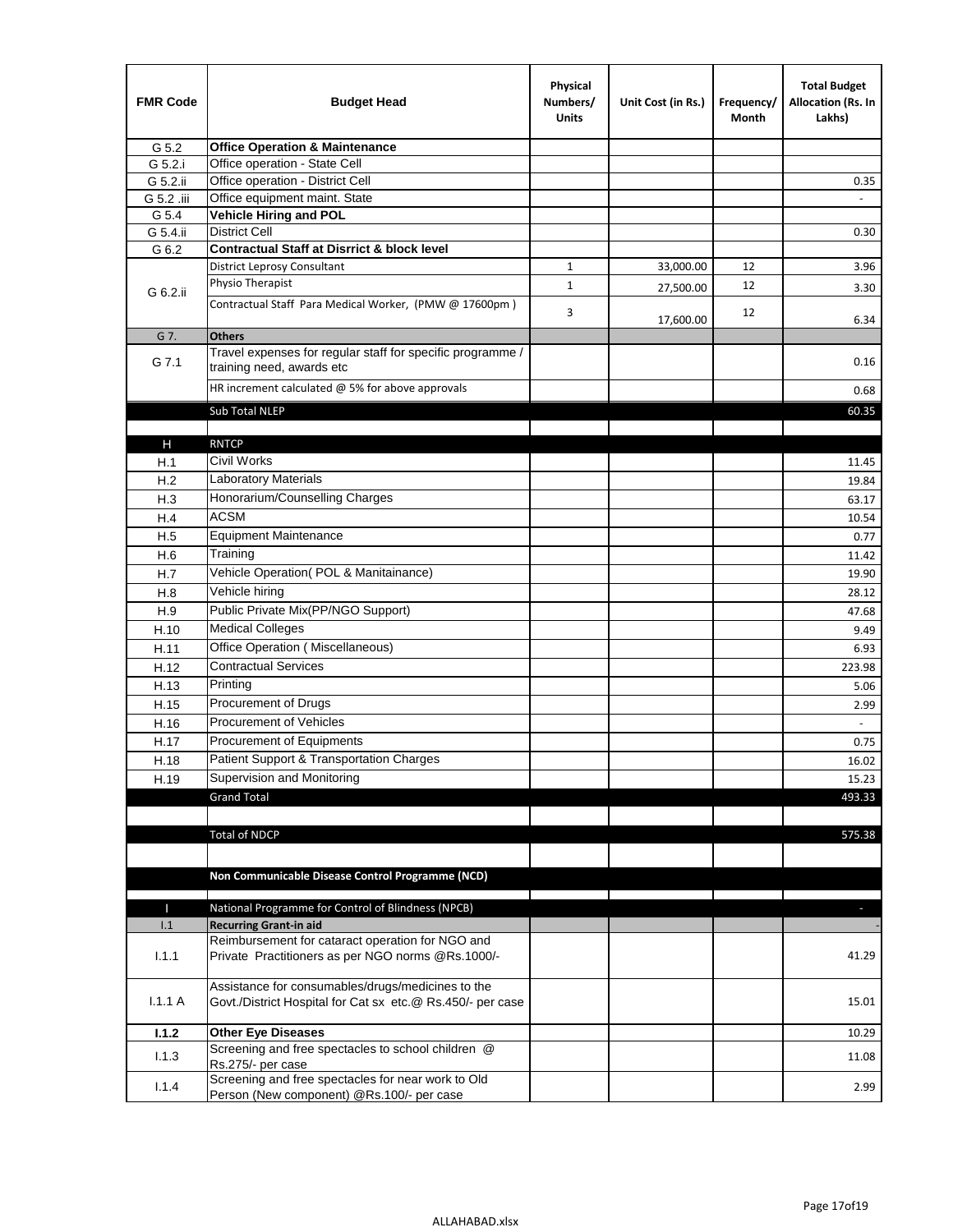| FMR Code | Budget Head | Physical Numbers/ Units | Unit Cost (in Rs.) | Frequency/ Month | Total Budget Allocation (Rs. In Lakhs) |
|---|---|---|---|---|---|
| G 5.2 | **Office Operation & Maintenance** | | | | |
| G 5.2.i | Office operation - State Cell | | | | |
| G 5.2.ii | Office operation - District Cell | | | | 0.35 |
| G 5.2 .iii | Office equipment maint. State | | | | - |
| G 5.4 | **Vehicle Hiring and POL** | | | | |
| G 5.4.ii | District Cell | | | | 0.30 |
| G 6.2 | **Contractual Staff at Disrrict & block level** | | | | |
| G 6.2.ii | District Leprosy Consultant | 1 | 33,000.00 | 12 | 3.96 |
| | Physio Therapist | 1 | 27,500.00 | 12 | 3.30 |
| | Contractual Staff Para Medical Worker, (PMW @ 17600pm ) | 3 | 17,600.00 | 12 | 6.34 |
| G 7. | **Others** | | | | |
| G 7.1 | Travel expenses for regular staff for specific programme / training need, awards etc | | | | 0.16 |
| | HR increment calculated @ 5% for above approvals | | | | 0.68 |
| | Sub Total NLEP | | | | 60.35 |
| | | | | | |
| H | RNTCP | | | | |
| H.1 | Civil Works | | | | 11.45 |
| H.2 | Laboratory Materials | | | | 19.84 |
| H.3 | Honorarium/Counselling Charges | | | | 63.17 |
| H.4 | ACSM | | | | 10.54 |
| H.5 | Equipment Maintenance | | | | 0.77 |
| H.6 | Training | | | | 11.42 |
| H.7 | Vehicle Operation( POL & Manitainance) | | | | 19.90 |
| H.8 | Vehicle hiring | | | | 28.12 |
| H.9 | Public Private Mix(PP/NGO Support) | | | | 47.68 |
| H.10 | Medical Colleges | | | | 9.49 |
| H.11 | Office Operation ( Miscellaneous) | | | | 6.93 |
| H.12 | Contractual Services | | | | 223.98 |
| H.13 | Printing | | | | 5.06 |
| H.15 | Procurement of Drugs | | | | 2.99 |
| H.16 | Procurement of Vehicles | | | | - |
| H.17 | Procurement of Equipments | | | | 0.75 |
| H.18 | Patient Support & Transportation Charges | | | | 16.02 |
| H.19 | Supervision and Monitoring | | | | 15.23 |
| | Grand Total | | | | 493.33 |
| | | | | | |
| | Total of NDCP | | | | 575.38 |
| | | | | | |
| | **Non Communicable Disease Control Programme (NCD)** | | | | |
| | | | | | |
| I | National Programme for Control of Blindness (NPCB) | | | | - |
| I.1 | **Recurring Grant-in aid** | | | | - |
| I.1.1 | Reimbursement for cataract operation for NGO and Private Practitioners as per NGO norms @Rs.1000/- | | | | 41.29 |
| I.1.1 A | Assistance for consumables/drugs/medicines to the Govt./District Hospital for Cat sx etc.@ Rs.450/- per case | | | | 15.01 |
| **I.1.2** | **Other Eye Diseases** | | | | 10.29 |
| I.1.3 | Screening and free spectacles to school children @ Rs.275/- per case | | | | 11.08 |
| I.1.4 | Screening and free spectacles for near work to Old Person (New component) @Rs.100/- per case | | | | 2.99 |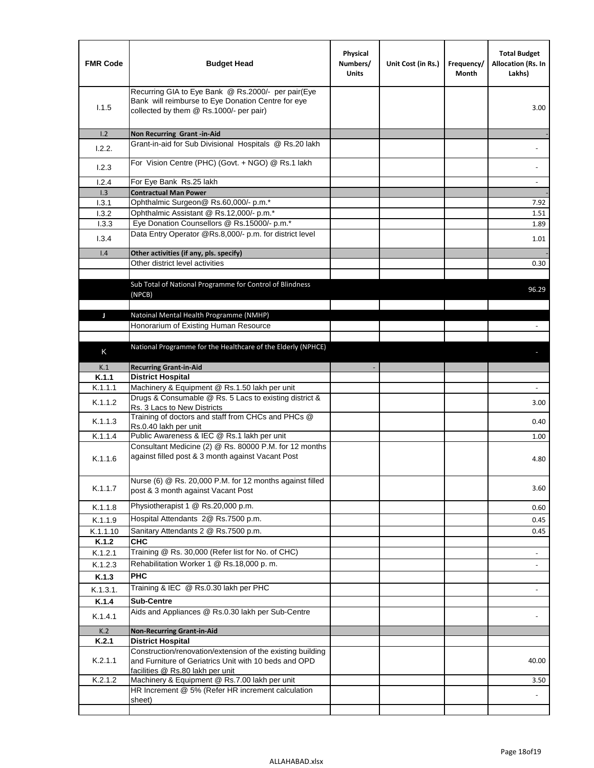| FMR Code | Budget Head | Physical Numbers/ Units | Unit Cost (in Rs.) | Frequency/ Month | Total Budget Allocation (Rs. In Lakhs) |
|---|---|---|---|---|---|
| I.1.5 | Recurring GIA to Eye Bank @ Rs.2000/- per pair(Eye Bank will reimburse to Eye Donation Centre for eye collected by them @ Rs.1000/- per pair) | | | | 3.00 |
| I.2 | **Non Recurring Grant -in-Aid** | | | | - |
| I.2.2. | Grant-in-aid for Sub Divisional Hospitals @ Rs.20 lakh | | | | - |
| I.2.3 | For Vision Centre (PHC) (Govt. + NGO) @ Rs.1 lakh | | | | - |
| I.2.4 | For Eye Bank Rs.25 lakh | | | | - |
| I.3 | **Contractual Man Power** | | | | - |
| I.3.1 | Ophthalmic Surgeon@ Rs.60,000/- p.m.* | | | | 7.92 |
| I.3.2 | Ophthalmic Assistant @ Rs.12,000/- p.m.* | | | | 1.51 |
| I.3.3 | Eye Donation Counsellors @ Rs.15000/- p.m.* | | | | 1.89 |
| I.3.4 | Data Entry Operator @Rs.8,000/- p.m. for district level | | | | 1.01 |
| I.4 | **Other activities (if any, pls. specify)** | | | | - |
| | Other district level activities | | | | 0.30 |
| | | | | | |
| | Sub Total of National Programme for Control of Blindness (NPCB) | | | | 96.29 |
| | | | | | |
| J | Natoinal Mental Health Programme (NMHP) | | | | |
| | Honorarium of Existing Human Resource | | | | - |
| | | | | | |
| K | National Programme for the Healthcare of the Elderly (NPHCE) | | | | - |
| K.1 | **Recurring Grant-in-Aid** | - | | | |
| **K.1.1** | **District Hospital** | | | | |
| K.1.1.1 | Machinery & Equipment @ Rs.1.50 lakh per unit | | | | - |
| K.1.1.2 | Drugs & Consumable @ Rs. 5 Lacs to existing district & Rs. 3 Lacs to New Districts | | | | 3.00 |
| K.1.1.3 | Training of doctors and staff from CHCs and PHCs @ Rs.0.40 lakh per unit | | | | 0.40 |
| K.1.1.4 | Public Awareness & IEC @ Rs.1 lakh per unit | | | | 1.00 |
| K.1.1.6 | Consultant Medicine (2) @ Rs. 80000 P.M. for 12 months against filled post & 3 month against Vacant Post | | | | 4.80 |
| K.1.1.7 | Nurse (6) @ Rs. 20,000 P.M. for 12 months against filled post & 3 month against Vacant Post | | | | 3.60 |
| K.1.1.8 | Physiotherapist 1 @ Rs.20,000 p.m. | | | | 0.60 |
| K.1.1.9 | Hospital Attendants 2@ Rs.7500 p.m. | | | | 0.45 |
| K.1.1.10 | Sanitary Attendants 2 @ Rs.7500 p.m. | | | | 0.45 |
| **K.1.2** | **CHC** | | | | |
| K.1.2.1 | Training @ Rs. 30,000 (Refer list for No. of CHC) | | | | - |
| K.1.2.3 | Rehabilitation Worker 1 @ Rs.18,000 p. m. | | | | - |
| **K.1.3** | **PHC** | | | | |
| K.1.3.1. | Training & IEC @ Rs.0.30 lakh per PHC | | | | - |
| **K.1.4** | **Sub-Centre** | | | | |
| K.1.4.1 | Aids and Appliances @ Rs.0.30 lakh per Sub-Centre | | | | - |
| K.2 | **Non-Recurring Grant-in-Aid** | | | | |
| **K.2.1** | **District Hospital** | | | | |
| K.2.1.1 | Construction/renovation/extension of the existing building and Furniture of Geriatrics Unit with 10 beds and OPD facilities @ Rs.80 lakh per unit | | | | 40.00 |
| K.2.1.2 | Machinery & Equipment @ Rs.7.00 lakh per unit | | | | 3.50 |
| | HR Increment @ 5% (Refer HR increment calculation sheet) | | | | - |
| | | | | | |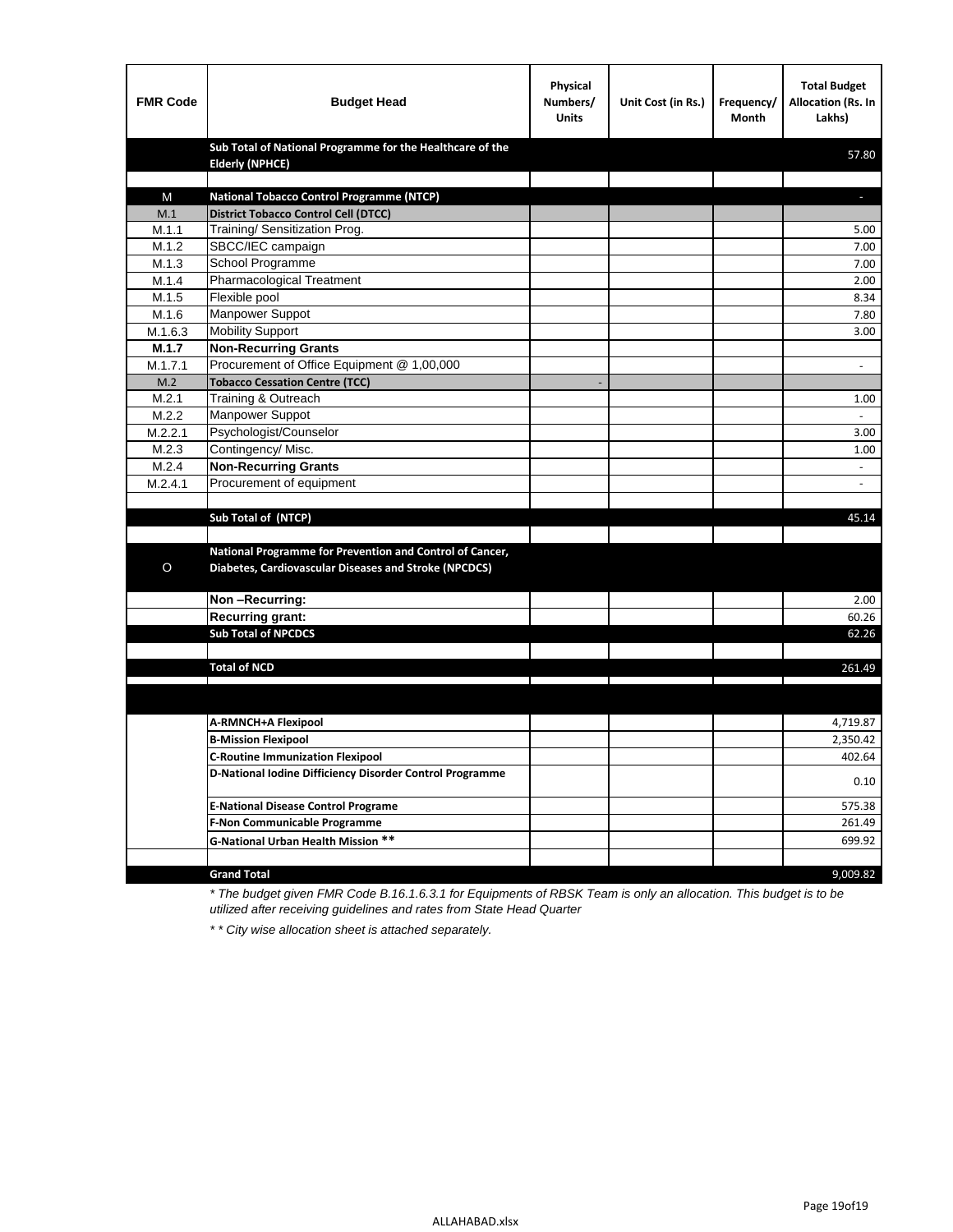| FMR Code | Budget Head | Physical Numbers/ Units | Unit Cost (in Rs.) | Frequency/ Month | Total Budget Allocation (Rs. In Lakhs) |
|---|---|---|---|---|---|
| | **Sub Total of National Programme for the Healthcare of the Elderly (NPHCE)** | | | | 57.80 |
| | | | | | |
| M | **National Tobacco Control Programme (NTCP)** | | | | - |
| M.1 | **District Tobacco Control Cell (DTCC)** | | | | |
| M.1.1 | Training/ Sensitization Prog. | | | | 5.00 |
| M.1.2 | SBCC/IEC campaign | | | | 7.00 |
| M.1.3 | School Programme | | | | 7.00 |
| M.1.4 | Pharmacological Treatment | | | | 2.00 |
| M.1.5 | Flexible pool | | | | 8.34 |
| M.1.6 | Manpower Suppot | | | | 7.80 |
| M.1.6.3 | Mobility Support | | | | 3.00 |
| **M.1.7** | **Non-Recurring Grants** | | | | |
| M.1.7.1 | Procurement of Office Equipment @ 1,00,000 | | | | - |
| M.2 | **Tobacco Cessation Centre (TCC)** | - | | | |
| M.2.1 | Training & Outreach | | | | 1.00 |
| M.2.2 | Manpower Suppot | | | | - |
| M.2.2.1 | Psychologist/Counselor | | | | 3.00 |
| M.2.3 | Contingency/ Misc. | | | | 1.00 |
| M.2.4 | **Non-Recurring Grants** | | | | - |
| M.2.4.1 | Procurement of equipment | | | | - |
| | | | | | |
| | **Sub Total of (NTCP)** | | | | 45.14 |
| | | | | | |
| O | **National Programme for Prevention and Control of Cancer, Diabetes, Cardiovascular Diseases and Stroke (NPCDCS)** | | | | |
| | **Non –Recurring:** | | | | 2.00 |
| | **Recurring grant:** | | | | 60.26 |
| | **Sub Total of NPCDCS** | | | | 62.26 |
| | | | | | |
| | **Total of NCD** | | | | 261.49 |
| | | | | | |
| | **A-RMNCH+A Flexipool** | | | | 4,719.87 |
| | **B-Mission Flexipool** | | | | 2,350.42 |
| | **C-Routine Immunization Flexipool** | | | | 402.64 |
| | **D-National Iodine Difficiency Disorder Control Programme** | | | | 0.10 |
| | **E-National Disease Control Programe** | | | | 575.38 |
| | **F-Non Communicable Programme** | | | | 261.49 |
| | **G-National Urban Health Mission \*\*** | | | | 699.92 |
| | | | | | |
| | **Grand Total** | | | | 9,009.82 |

*\* The budget given FMR Code B.16.1.6.3.1 for Equipments of RBSK Team is only an allocation. This budget is to be utilized after receiving guidelines and rates from State Head Quarter*

*\* \* City wise allocation sheet is attached separately.*